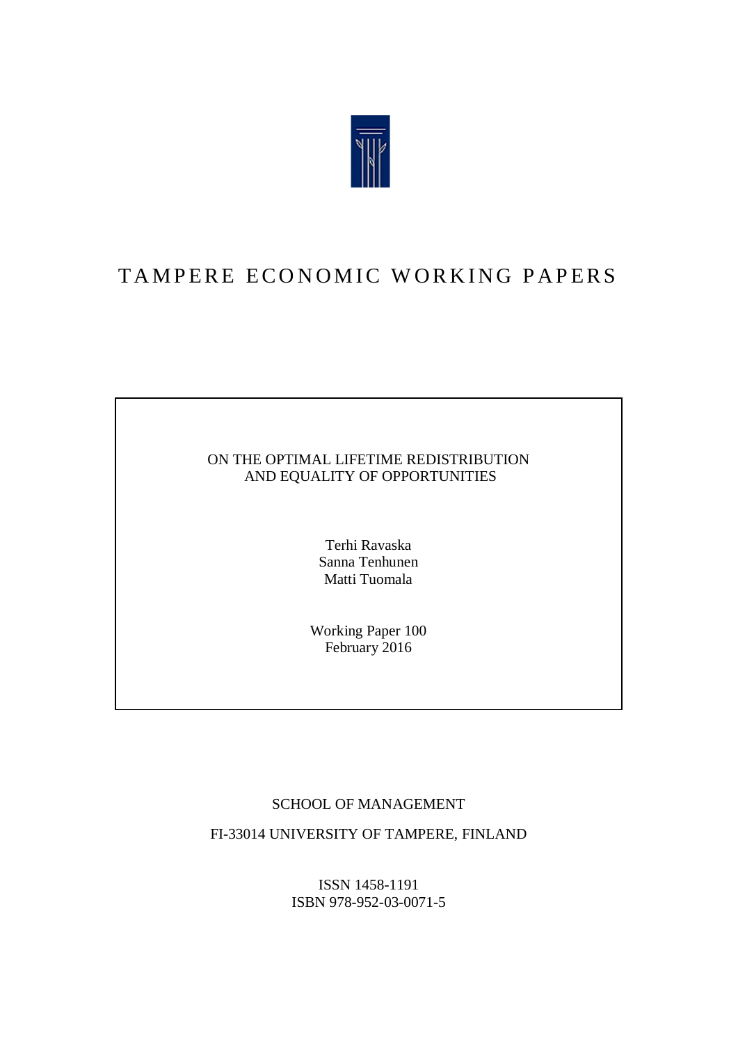# TAMPERE ECONOMIC WORKING PAPERS

ON THE OPTIMAL LIFETIME REDISTRIBUTION AND EQUALITY OF OPPORTUNITIES

Terhi Ravaska
Sanna Tenhunen
Matti Tuomala

Working Paper 100
February 2016

SCHOOL OF MANAGEMENT

FI-33014 UNIVERSITY OF TAMPERE, FINLAND

ISSN 1458-1191
ISBN 978-952-03-0071-5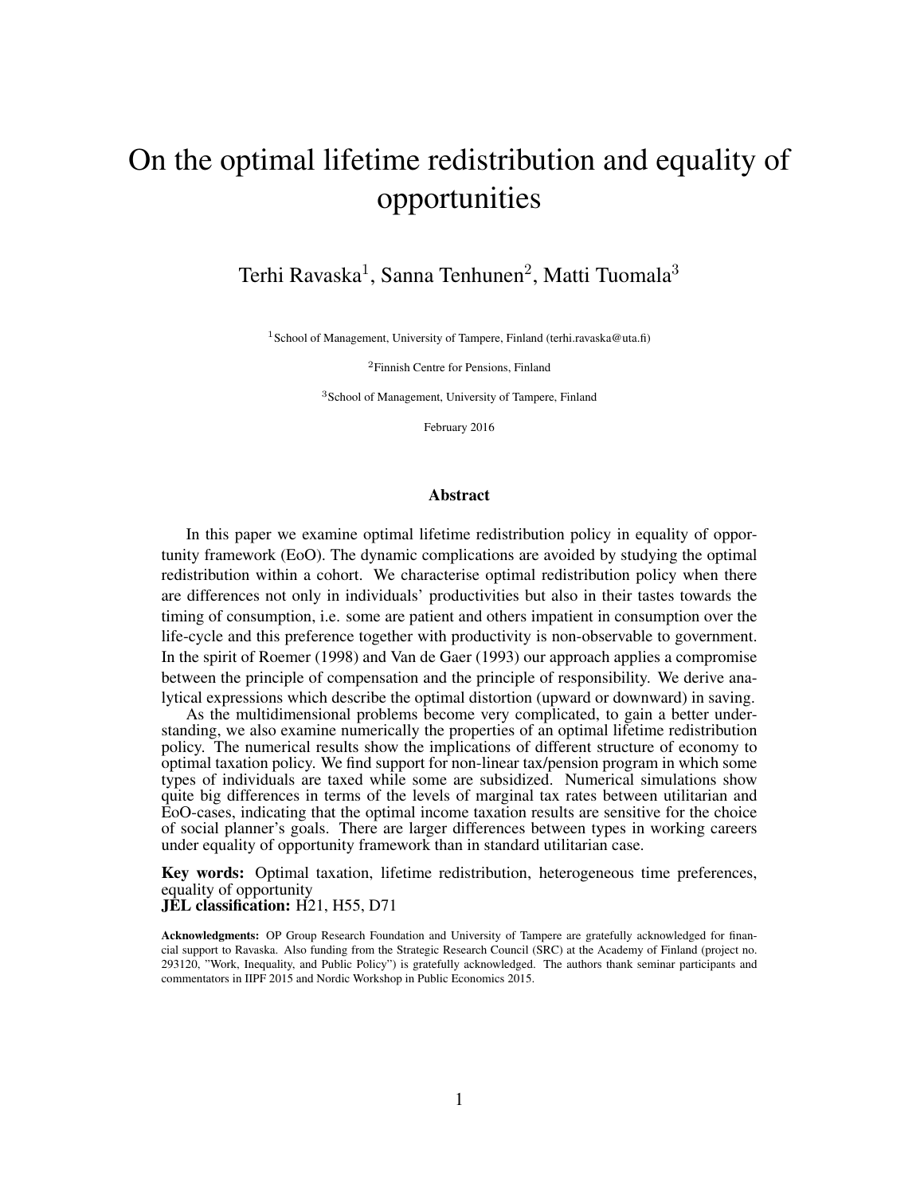# On the optimal lifetime redistribution and equality of opportunities

Terhi Ravaska[1], Sanna Tenhunen[2], Matti Tuomala[3]

[1]School of Management, University of Tampere, Finland (terhi.ravaska@uta.fi)

[2]Finnish Centre for Pensions, Finland

[3]School of Management, University of Tampere, Finland

February 2016

### Abstract

In this paper we examine optimal lifetime redistribution policy in equality of opportunity framework (EoO). The dynamic complications are avoided by studying the optimal redistribution within a cohort. We characterise optimal redistribution policy when there are differences not only in individuals' productivities but also in their tastes towards the timing of consumption, i.e. some are patient and others impatient in consumption over the life-cycle and this preference together with productivity is non-observable to government. In the spirit of Roemer (1998) and Van de Gaer (1993) our approach applies a compromise between the principle of compensation and the principle of responsibility. We derive analytical expressions which describe the optimal distortion (upward or downward) in saving.

As the multidimensional problems become very complicated, to gain a better understanding, we also examine numerically the properties of an optimal lifetime redistribution policy. The numerical results show the implications of different structure of economy to optimal taxation policy. We find support for non-linear tax/pension program in which some types of individuals are taxed while some are subsidized. Numerical simulations show quite big differences in terms of the levels of marginal tax rates between utilitarian and EoO-cases, indicating that the optimal income taxation results are sensitive for the choice of social planner's goals. There are larger differences between types in working careers under equality of opportunity framework than in standard utilitarian case.

**Key words:** Optimal taxation, lifetime redistribution, heterogeneous time preferences, equality of opportunity
**JEL classification:** H21, H55, D71

**Acknowledgments:** OP Group Research Foundation and University of Tampere are gratefully acknowledged for financial support to Ravaska. Also funding from the Strategic Research Council (SRC) at the Academy of Finland (project no. 293120, "Work, Inequality, and Public Policy") is gratefully acknowledged. The authors thank seminar participants and commentators in IIPF 2015 and Nordic Workshop in Public Economics 2015.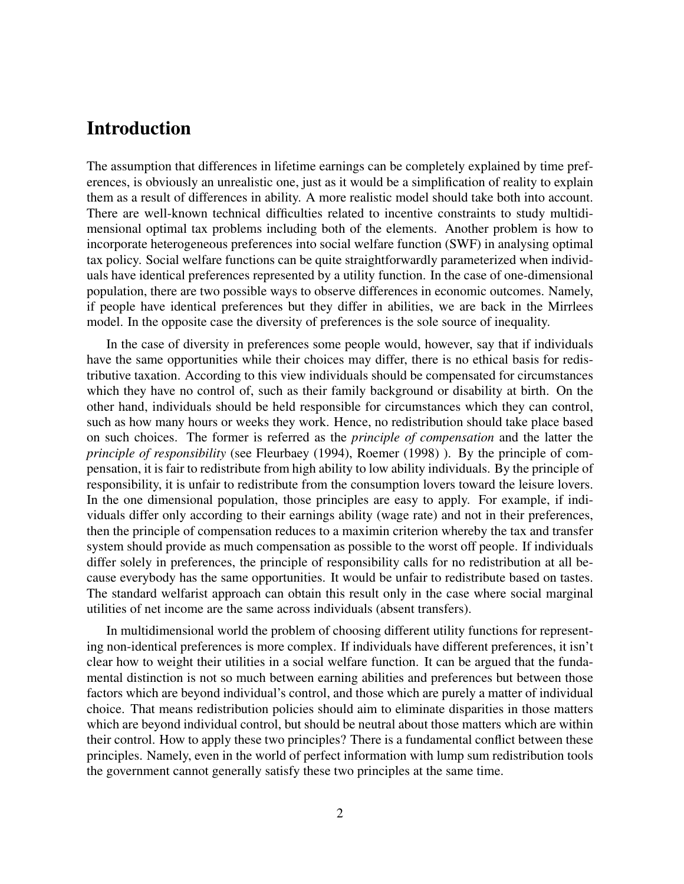# Introduction

The assumption that differences in lifetime earnings can be completely explained by time preferences, is obviously an unrealistic one, just as it would be a simplification of reality to explain them as a result of differences in ability. A more realistic model should take both into account. There are well-known technical difficulties related to incentive constraints to study multidimensional optimal tax problems including both of the elements. Another problem is how to incorporate heterogeneous preferences into social welfare function (SWF) in analysing optimal tax policy. Social welfare functions can be quite straightforwardly parameterized when individuals have identical preferences represented by a utility function. In the case of one-dimensional population, there are two possible ways to observe differences in economic outcomes. Namely, if people have identical preferences but they differ in abilities, we are back in the Mirrlees model. In the opposite case the diversity of preferences is the sole source of inequality.

In the case of diversity in preferences some people would, however, say that if individuals have the same opportunities while their choices may differ, there is no ethical basis for redistributive taxation. According to this view individuals should be compensated for circumstances which they have no control of, such as their family background or disability at birth. On the other hand, individuals should be held responsible for circumstances which they can control, such as how many hours or weeks they work. Hence, no redistribution should take place based on such choices. The former is referred as the *principle of compensation* and the latter the *principle of responsibility* (see Fleurbaey (1994), Roemer (1998) ). By the principle of compensation, it is fair to redistribute from high ability to low ability individuals. By the principle of responsibility, it is unfair to redistribute from the consumption lovers toward the leisure lovers. In the one dimensional population, those principles are easy to apply. For example, if individuals differ only according to their earnings ability (wage rate) and not in their preferences, then the principle of compensation reduces to a maximin criterion whereby the tax and transfer system should provide as much compensation as possible to the worst off people. If individuals differ solely in preferences, the principle of responsibility calls for no redistribution at all because everybody has the same opportunities. It would be unfair to redistribute based on tastes. The standard welfarist approach can obtain this result only in the case where social marginal utilities of net income are the same across individuals (absent transfers).

In multidimensional world the problem of choosing different utility functions for representing non-identical preferences is more complex. If individuals have different preferences, it isn't clear how to weight their utilities in a social welfare function. It can be argued that the fundamental distinction is not so much between earning abilities and preferences but between those factors which are beyond individual's control, and those which are purely a matter of individual choice. That means redistribution policies should aim to eliminate disparities in those matters which are beyond individual control, but should be neutral about those matters which are within their control. How to apply these two principles? There is a fundamental conflict between these principles. Namely, even in the world of perfect information with lump sum redistribution tools the government cannot generally satisfy these two principles at the same time.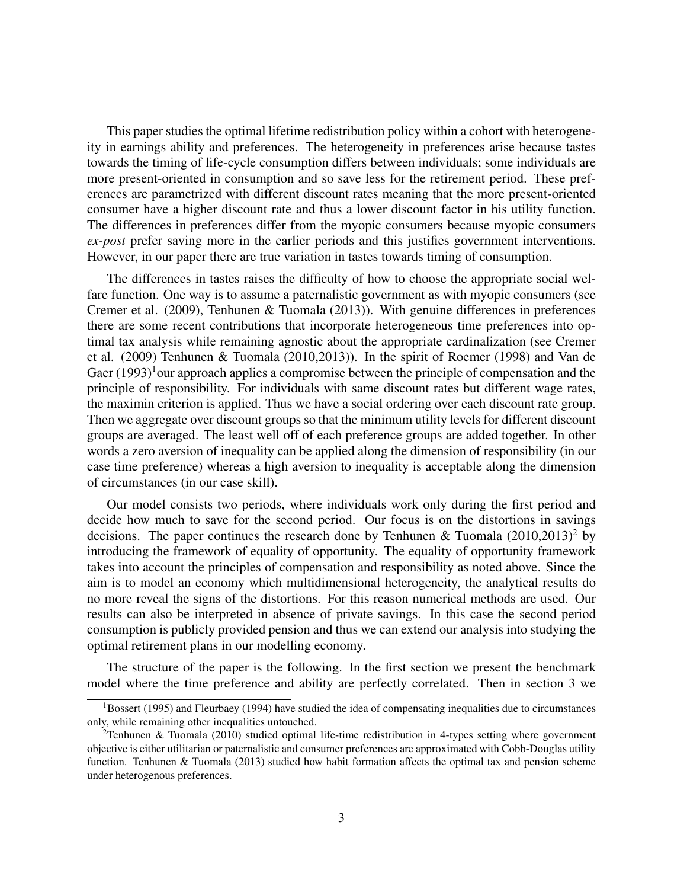This paper studies the optimal lifetime redistribution policy within a cohort with heterogeneity in earnings ability and preferences. The heterogeneity in preferences arise because tastes towards the timing of life-cycle consumption differs between individuals; some individuals are more present-oriented in consumption and so save less for the retirement period. These preferences are parametrized with different discount rates meaning that the more present-oriented consumer have a higher discount rate and thus a lower discount factor in his utility function. The differences in preferences differ from the myopic consumers because myopic consumers *ex-post* prefer saving more in the earlier periods and this justifies government interventions. However, in our paper there are true variation in tastes towards timing of consumption.

The differences in tastes raises the difficulty of how to choose the appropriate social welfare function. One way is to assume a paternalistic government as with myopic consumers (see Cremer et al. (2009), Tenhunen & Tuomala (2013)). With genuine differences in preferences there are some recent contributions that incorporate heterogeneous time preferences into optimal tax analysis while remaining agnostic about the appropriate cardinalization (see Cremer et al. (2009) Tenhunen & Tuomala (2010,2013)). In the spirit of Roemer (1998) and Van de Gaer (1993)[1]our approach applies a compromise between the principle of compensation and the principle of responsibility. For individuals with same discount rates but different wage rates, the maximin criterion is applied. Thus we have a social ordering over each discount rate group. Then we aggregate over discount groups so that the minimum utility levels for different discount groups are averaged. The least well off of each preference groups are added together. In other words a zero aversion of inequality can be applied along the dimension of responsibility (in our case time preference) whereas a high aversion to inequality is acceptable along the dimension of circumstances (in our case skill).

Our model consists two periods, where individuals work only during the first period and decide how much to save for the second period. Our focus is on the distortions in savings decisions. The paper continues the research done by Tenhunen & Tuomala (2010,2013)[2] by introducing the framework of equality of opportunity. The equality of opportunity framework takes into account the principles of compensation and responsibility as noted above. Since the aim is to model an economy which multidimensional heterogeneity, the analytical results do no more reveal the signs of the distortions. For this reason numerical methods are used. Our results can also be interpreted in absence of private savings. In this case the second period consumption is publicly provided pension and thus we can extend our analysis into studying the optimal retirement plans in our modelling economy.

The structure of the paper is the following. In the first section we present the benchmark model where the time preference and ability are perfectly correlated. Then in section 3 we

[1]Bossert (1995) and Fleurbaey (1994) have studied the idea of compensating inequalities due to circumstances only, while remaining other inequalities untouched.

[2]Tenhunen & Tuomala (2010) studied optimal life-time redistribution in 4-types setting where government objective is either utilitarian or paternalistic and consumer preferences are approximated with Cobb-Douglas utility function. Tenhunen & Tuomala (2013) studied how habit formation affects the optimal tax and pension scheme under heterogenous preferences.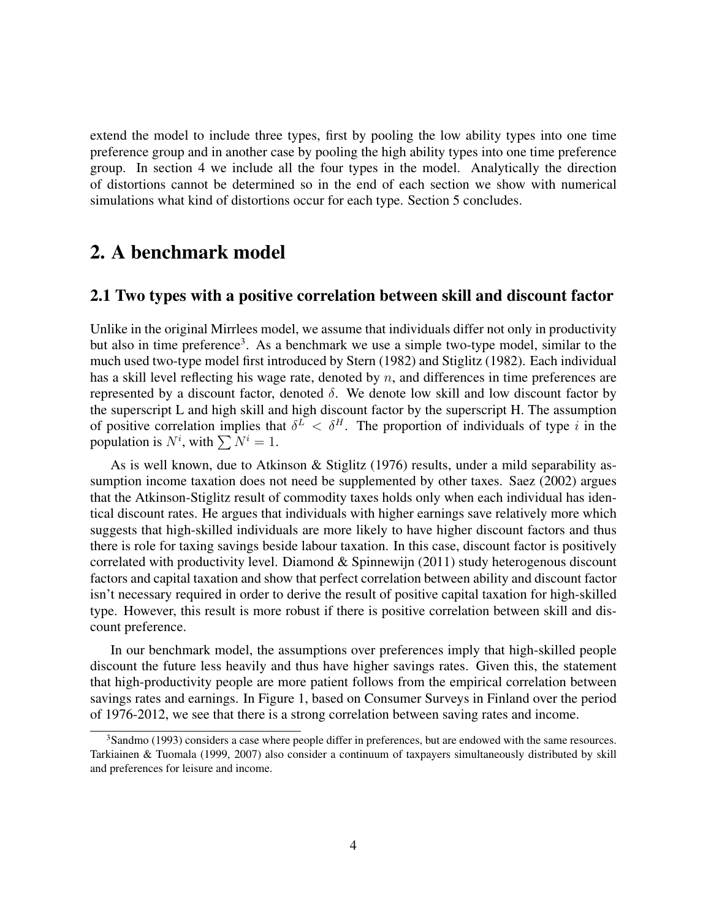extend the model to include three types, first by pooling the low ability types into one time preference group and in another case by pooling the high ability types into one time preference group. In section 4 we include all the four types in the model. Analytically the direction of distortions cannot be determined so in the end of each section we show with numerical simulations what kind of distortions occur for each type. Section 5 concludes.

# 2. A benchmark model

## 2.1 Two types with a positive correlation between skill and discount factor

Unlike in the original Mirrlees model, we assume that individuals differ not only in productivity but also in time preference[3]. As a benchmark we use a simple two-type model, similar to the much used two-type model first introduced by Stern (1982) and Stiglitz (1982). Each individual has a skill level reflecting his wage rate, denoted by $n$, and differences in time preferences are represented by a discount factor, denoted $\delta$. We denote low skill and low discount factor by the superscript L and high skill and high discount factor by the superscript H. The assumption of positive correlation implies that $\delta^L < \delta^H$. The proportion of individuals of type $i$ in the population is $N^i$, with $\sum N^i = 1$.

As is well known, due to Atkinson & Stiglitz (1976) results, under a mild separability assumption income taxation does not need be supplemented by other taxes. Saez (2002) argues that the Atkinson-Stiglitz result of commodity taxes holds only when each individual has identical discount rates. He argues that individuals with higher earnings save relatively more which suggests that high-skilled individuals are more likely to have higher discount factors and thus there is role for taxing savings beside labour taxation. In this case, discount factor is positively correlated with productivity level. Diamond & Spinnewijn (2011) study heterogenous discount factors and capital taxation and show that perfect correlation between ability and discount factor isn't necessary required in order to derive the result of positive capital taxation for high-skilled type. However, this result is more robust if there is positive correlation between skill and discount preference.

In our benchmark model, the assumptions over preferences imply that high-skilled people discount the future less heavily and thus have higher savings rates. Given this, the statement that high-productivity people are more patient follows from the empirical correlation between savings rates and earnings. In Figure 1, based on Consumer Surveys in Finland over the period of 1976-2012, we see that there is a strong correlation between saving rates and income.

[3] Sandmo (1993) considers a case where people differ in preferences, but are endowed with the same resources. Tarkiainen & Tuomala (1999, 2007) also consider a continuum of taxpayers simultaneously distributed by skill and preferences for leisure and income.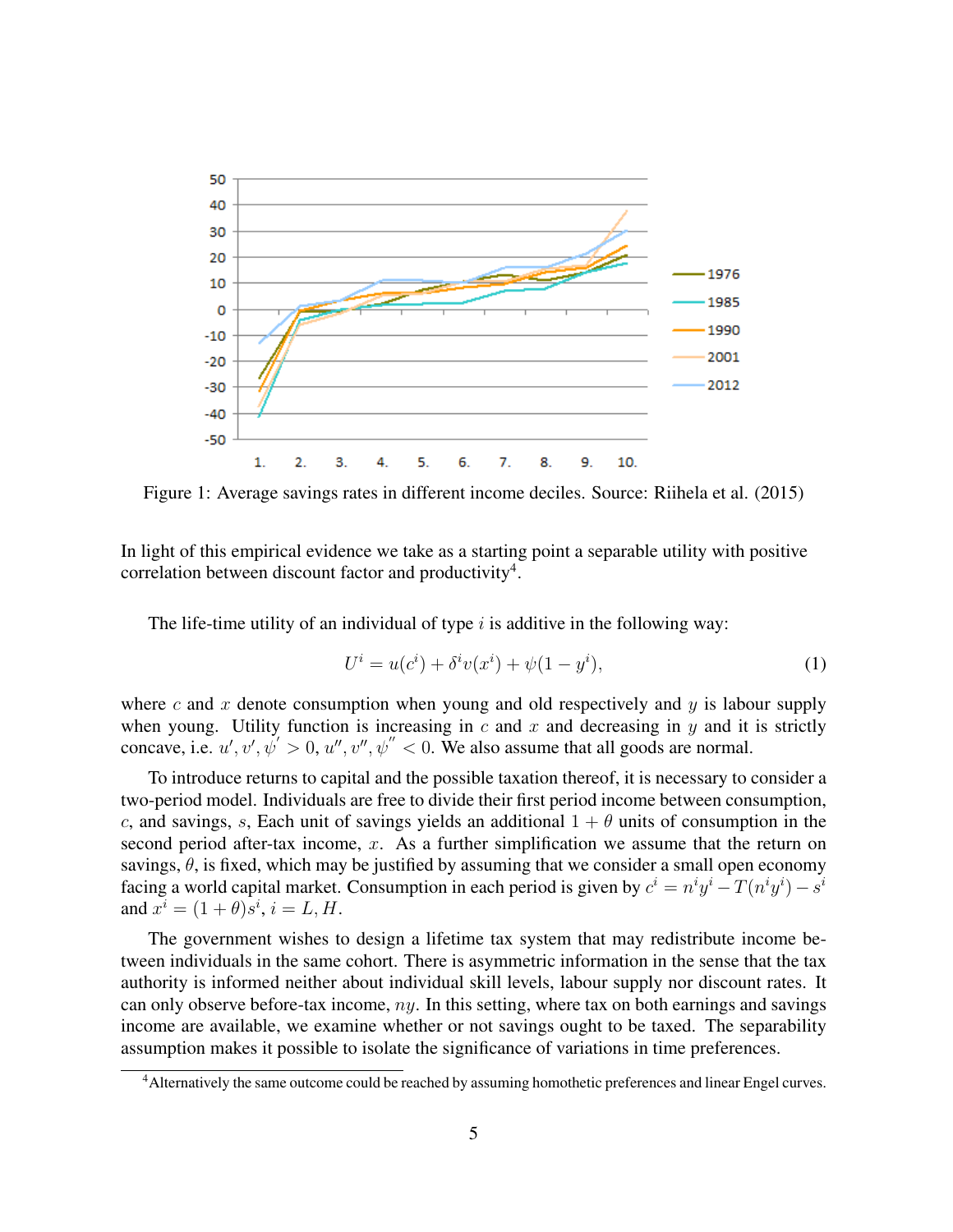Figure 1: Average savings rates in different income deciles. Source: Riihela et al. (2015)

In light of this empirical evidence we take as a starting point a separable utility with positive correlation between discount factor and productivity[4].

The life-time utility of an individual of type $i$ is additive in the following way:

$$U^i = u(c^i) + \delta^i v(x^i) + \psi(1 - y^i), \tag{1}$$

where $c$ and $x$ denote consumption when young and old respectively and $y$ is labour supply when young. Utility function is increasing in $c$ and $x$ and decreasing in $y$ and it is strictly concave, i.e. $u', v', \psi' > 0$, $u'', v'', \psi'' < 0$. We also assume that all goods are normal.

To introduce returns to capital and the possible taxation thereof, it is necessary to consider a two-period model. Individuals are free to divide their first period income between consumption, $c$, and savings, $s$, Each unit of savings yields an additional $1 + \theta$ units of consumption in the second period after-tax income, $x$. As a further simplification we assume that the return on savings, $\theta$, is fixed, which may be justified by assuming that we consider a small open economy facing a world capital market. Consumption in each period is given by $c^i = n^i y^i - T(n^i y^i) - s^i$ and $x^i = (1 + \theta)s^i$, $i = L, H$.

The government wishes to design a lifetime tax system that may redistribute income between individuals in the same cohort. There is asymmetric information in the sense that the tax authority is informed neither about individual skill levels, labour supply nor discount rates. It can only observe before-tax income, $ny$. In this setting, where tax on both earnings and savings income are available, we examine whether or not savings ought to be taxed. The separability assumption makes it possible to isolate the significance of variations in time preferences.

[4] Alternatively the same outcome could be reached by assuming homothetic preferences and linear Engel curves.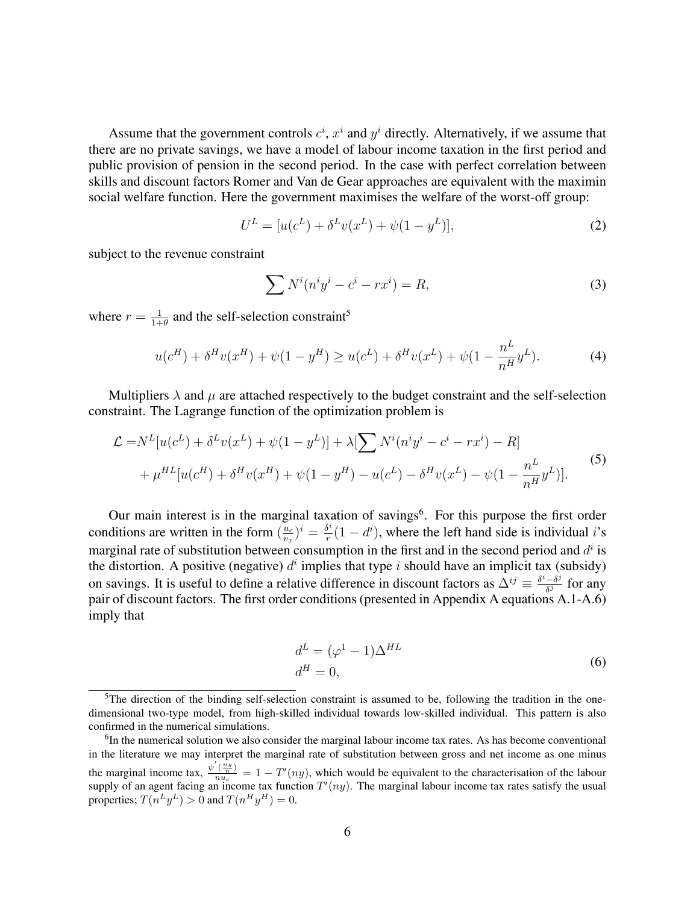Assume that the government controls $c^i$, $x^i$ and $y^i$ directly. Alternatively, if we assume that there are no private savings, we have a model of labour income taxation in the first period and public provision of pension in the second period. In the case with perfect correlation between skills and discount factors Romer and Van de Gear approaches are equivalent with the maximin social welfare function. Here the government maximises the welfare of the worst-off group:

$$U^L = [u(c^L) + \delta^L v(x^L) + \psi(1 - y^L)], \tag{2}$$

subject to the revenue constraint

$$\sum N^i(n^i y^i - c^i - rx^i) = R, \tag{3}$$

where $r = \frac{1}{1+\theta}$ and the self-selection constraint[5]

$$u(c^H) + \delta^H v(x^H) + \psi(1 - y^H) \geq u(c^L) + \delta^H v(x^L) + \psi(1 - \frac{n^L}{n^H} y^L). \tag{4}$$

Multipliers $\lambda$ and $\mu$ are attached respectively to the budget constraint and the self-selection constraint. The Lagrange function of the optimization problem is

$$\begin{aligned}\mathcal{L} =& N^L[u(c^L) + \delta^L v(x^L) + \psi(1 - y^L)] + \lambda[\sum N^i(n^i y^i - c^i - rx^i) - R] \\ &+ \mu^{HL}[u(c^H) + \delta^H v(x^H) + \psi(1 - y^H) - u(c^L) - \delta^H v(x^L) - \psi(1 - \frac{n^L}{n^H} y^L)].\end{aligned} \tag{5}$$

Our main interest is in the marginal taxation of savings[6]. For this purpose the first order conditions are written in the form $(\frac{u_c}{v_x})^i = \frac{\delta^i}{r}(1 - d^i)$, where the left hand side is individual $i$'s marginal rate of substitution between consumption in the first and in the second period and $d^i$ is the distortion. A positive (negative) $d^i$ implies that type $i$ should have an implicit tax (subsidy) on savings. It is useful to define a relative difference in discount factors as $\Delta^{ij} \equiv \frac{\delta^i - \delta^j}{\delta^j}$ for any pair of discount factors. The first order conditions (presented in Appendix A equations A.1-A.6) imply that

$$\begin{aligned} d^L &= (\varphi^1 - 1)\Delta^{HL} \\ d^H &= 0, \end{aligned} \tag{6}$$

[5]The direction of the binding self-selection constraint is assumed to be, following the tradition in the one-dimensional two-type model, from high-skilled individual towards low-skilled individual. This pattern is also confirmed in the numerical simulations.

[6]In the numerical solution we also consider the marginal labour income tax rates. As has become conventional in the literature we may interpret the marginal rate of substitution between gross and net income as one minus the marginal income tax, $\frac{\psi'(\frac{ny}{n})}{nu_c} = 1 - T'(ny)$, which would be equivalent to the characterisation of the labour supply of an agent facing an income tax function $T'(ny)$. The marginal labour income tax rates satisfy the usual properties; $T(n^L y^L) > 0$ and $T(n^H y^H) = 0$.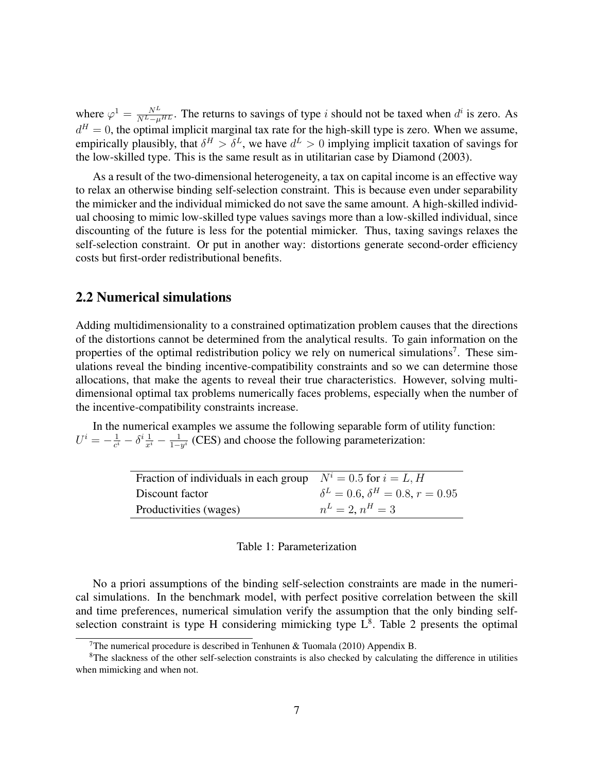where $\varphi^1 = \frac{N^L}{N^L - \mu^{HL}}$. The returns to savings of type $i$ should not be taxed when $d^i$ is zero. As $d^H = 0$, the optimal implicit marginal tax rate for the high-skill type is zero. When we assume, empirically plausibly, that $\delta^H > \delta^L$, we have $d^L > 0$ implying implicit taxation of savings for the low-skilled type. This is the same result as in utilitarian case by Diamond (2003).

As a result of the two-dimensional heterogeneity, a tax on capital income is an effective way to relax an otherwise binding self-selection constraint. This is because even under separability the mimicker and the individual mimicked do not save the same amount. A high-skilled individual choosing to mimic low-skilled type values savings more than a low-skilled individual, since discounting of the future is less for the potential mimicker. Thus, taxing savings relaxes the self-selection constraint. Or put in another way: distortions generate second-order efficiency costs but first-order redistributional benefits.

## 2.2 Numerical simulations

Adding multidimensionality to a constrained optimatization problem causes that the directions of the distortions cannot be determined from the analytical results. To gain information on the properties of the optimal redistribution policy we rely on numerical simulations[7]. These simulations reveal the binding incentive-compatibility constraints and so we can determine those allocations, that make the agents to reveal their true characteristics. However, solving multidimensional optimal tax problems numerically faces problems, especially when the number of the incentive-compatibility constraints increase.

In the numerical examples we assume the following separable form of utility function: $U^i = -\frac{1}{c^i} - \delta^i \frac{1}{x^i} - \frac{1}{1-y^i}$ (CES) and choose the following parameterization:

| | |
|---|---|
| Fraction of individuals in each group | $N^i = 0.5$ for $i = L, H$ |
| Discount factor | $\delta^L = 0.6$, $\delta^H = 0.8$, $r = 0.95$ |
| Productivities (wages) | $n^L = 2$, $n^H = 3$ |

Table 1: Parameterization

No a priori assumptions of the binding self-selection constraints are made in the numerical simulations. In the benchmark model, with perfect positive correlation between the skill and time preferences, numerical simulation verify the assumption that the only binding self-selection constraint is type H considering mimicking type L[8]. Table 2 presents the optimal

[7] The numerical procedure is described in Tenhunen & Tuomala (2010) Appendix B.

[8] The slackness of the other self-selection constraints is also checked by calculating the difference in utilities when mimicking and when not.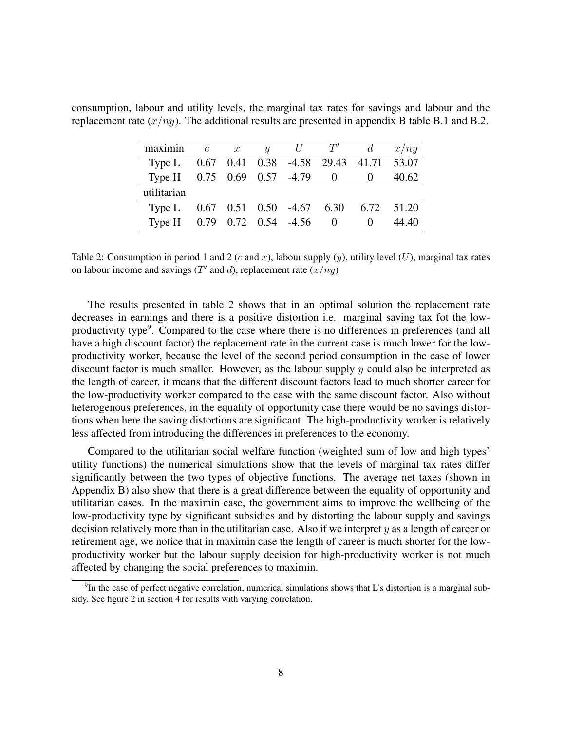consumption, labour and utility levels, the marginal tax rates for savings and labour and the replacement rate ($x/ny$). The additional results are presented in appendix B table B.1 and B.2.

| maximin | $c$ | $x$ | $y$ | $U$ | $T'$ | $d$ | $x/ny$ |
|---|---|---|---|---|---|---|---|
| Type L | 0.67 | 0.41 | 0.38 | -4.58 | 29.43 | 41.71 | 53.07 |
| Type H | 0.75 | 0.69 | 0.57 | -4.79 | 0 | 0 | 40.62 |
| utilitarian | | | | | | | |
| Type L | 0.67 | 0.51 | 0.50 | -4.67 | 6.30 | 6.72 | 51.20 |
| Type H | 0.79 | 0.72 | 0.54 | -4.56 | 0 | 0 | 44.40 |

Table 2: Consumption in period 1 and 2 ($c$ and $x$), labour supply ($y$), utility level ($U$), marginal tax rates on labour income and savings ($T'$ and $d$), replacement rate ($x/ny$)

The results presented in table 2 shows that in an optimal solution the replacement rate decreases in earnings and there is a positive distortion i.e. marginal saving tax fot the low-productivity type[9]. Compared to the case where there is no differences in preferences (and all have a high discount factor) the replacement rate in the current case is much lower for the low-productivity worker, because the level of the second period consumption in the case of lower discount factor is much smaller. However, as the labour supply $y$ could also be interpreted as the length of career, it means that the different discount factors lead to much shorter career for the low-productivity worker compared to the case with the same discount factor. Also without heterogenous preferences, in the equality of opportunity case there would be no savings distortions when here the saving distortions are significant. The high-productivity worker is relatively less affected from introducing the differences in preferences to the economy.

Compared to the utilitarian social welfare function (weighted sum of low and high types' utility functions) the numerical simulations show that the levels of marginal tax rates differ significantly between the two types of objective functions. The average net taxes (shown in Appendix B) also show that there is a great difference between the equality of opportunity and utilitarian cases. In the maximin case, the government aims to improve the wellbeing of the low-productivity type by significant subsidies and by distorting the labour supply and savings decision relatively more than in the utilitarian case. Also if we interpret $y$ as a length of career or retirement age, we notice that in maximin case the length of career is much shorter for the low-productivity worker but the labour supply decision for high-productivity worker is not much affected by changing the social preferences to maximin.

[9] In the case of perfect negative correlation, numerical simulations shows that L's distortion is a marginal subsidy. See figure 2 in section 4 for results with varying correlation.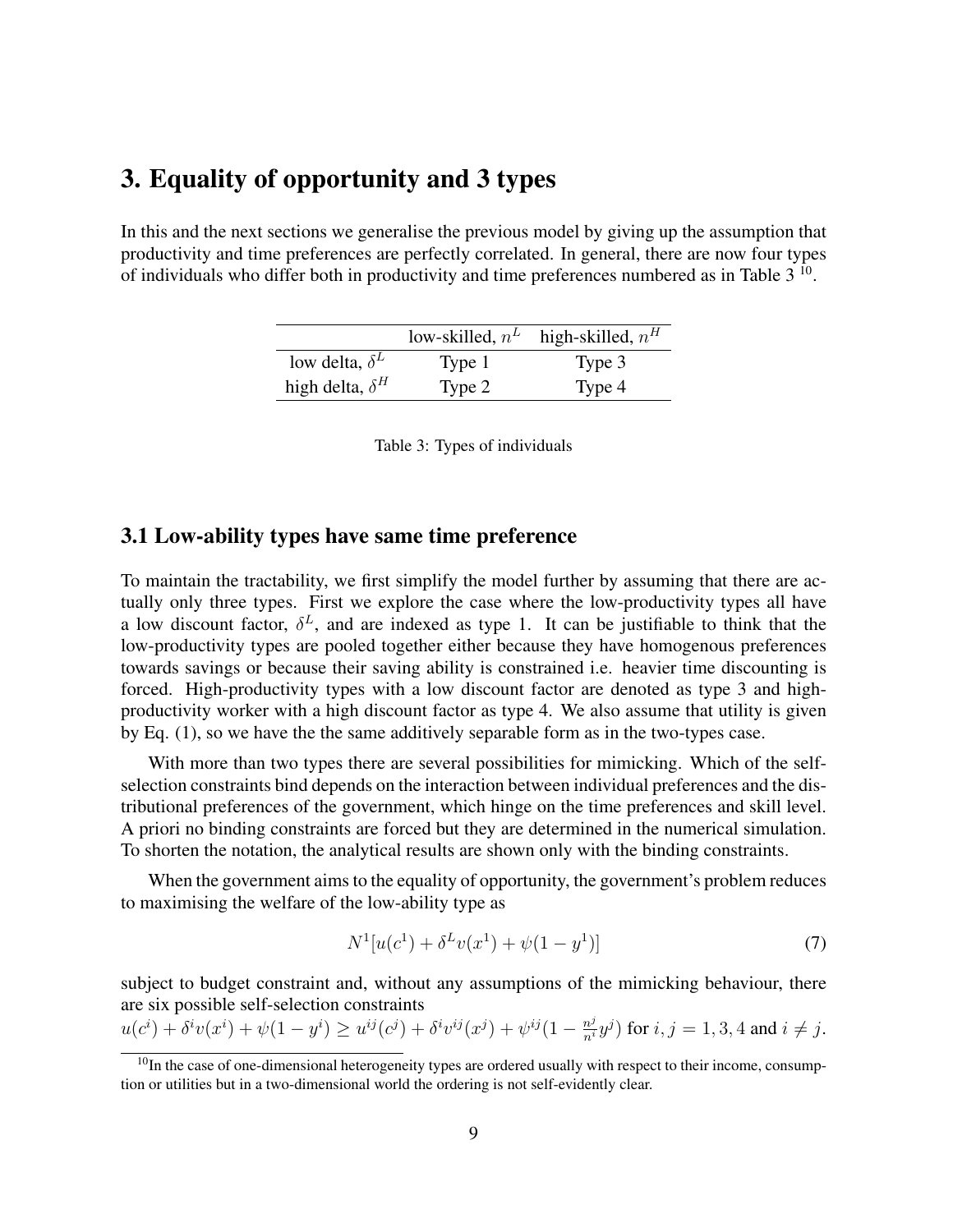# 3. Equality of opportunity and 3 types

In this and the next sections we generalise the previous model by giving up the assumption that productivity and time preferences are perfectly correlated. In general, there are now four types of individuals who differ both in productivity and time preferences numbered as in Table 3 [10].

| | low-skilled, $n^L$ | high-skilled, $n^H$ |
|---|---|---|
| low delta, $\delta^L$ | Type 1 | Type 3 |
| high delta, $\delta^H$ | Type 2 | Type 4 |

Table 3: Types of individuals

## 3.1 Low-ability types have same time preference

To maintain the tractability, we first simplify the model further by assuming that there are actually only three types. First we explore the case where the low-productivity types all have a low discount factor, $\delta^L$, and are indexed as type 1. It can be justifiable to think that the low-productivity types are pooled together either because they have homogenous preferences towards savings or because their saving ability is constrained i.e. heavier time discounting is forced. High-productivity types with a low discount factor are denoted as type 3 and high-productivity worker with a high discount factor as type 4. We also assume that utility is given by Eq. (1), so we have the the same additively separable form as in the two-types case.

With more than two types there are several possibilities for mimicking. Which of the self-selection constraints bind depends on the interaction between individual preferences and the distributional preferences of the government, which hinge on the time preferences and skill level. A priori no binding constraints are forced but they are determined in the numerical simulation. To shorten the notation, the analytical results are shown only with the binding constraints.

When the government aims to the equality of opportunity, the government's problem reduces to maximising the welfare of the low-ability type as

$$N^1[u(c^1) + \delta^L v(x^1) + \psi(1 - y^1)] \tag{7}$$

subject to budget constraint and, without any assumptions of the mimicking behaviour, there are six possible self-selection constraints

$u(c^i) + \delta^i v(x^i) + \psi(1 - y^i) \geq u^{ij}(c^j) + \delta^i v^{ij}(x^j) + \psi^{ij}(1 - \frac{n^j}{n^i} y^j)$ for $i, j = 1, 3, 4$ and $i \neq j$.

[10] In the case of one-dimensional heterogeneity types are ordered usually with respect to their income, consumption or utilities but in a two-dimensional world the ordering is not self-evidently clear.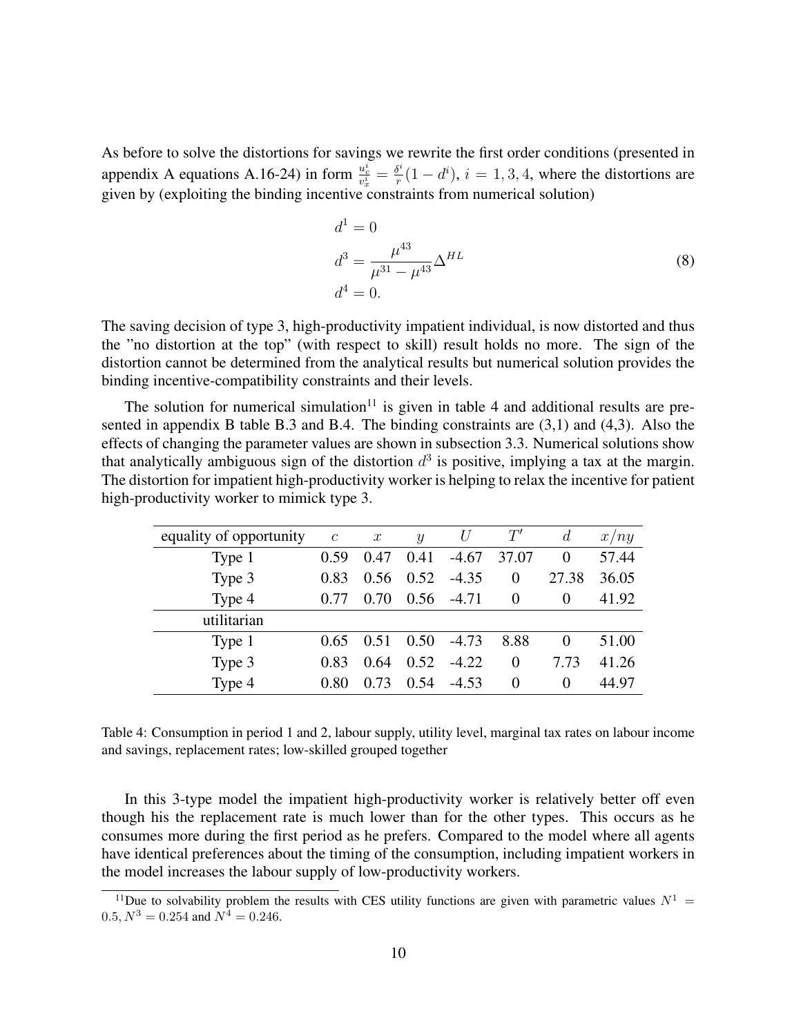As before to solve the distortions for savings we rewrite the first order conditions (presented in appendix A equations A.16-24) in form $\frac{u_c^i}{v_x^i} = \frac{\delta^i}{r}(1 - d^i)$, $i = 1, 3, 4$, where the distortions are given by (exploiting the binding incentive constraints from numerical solution)

$$
\begin{aligned}
d^1 &= 0 \\
d^3 &= \frac{\mu^{43}}{\mu^{31} - \mu^{43}} \Delta^{HL} \\
d^4 &= 0.
\end{aligned}
\tag{8}
$$

The saving decision of type 3, high-productivity impatient individual, is now distorted and thus the "no distortion at the top" (with respect to skill) result holds no more. The sign of the distortion cannot be determined from the analytical results but numerical solution provides the binding incentive-compatibility constraints and their levels.

The solution for numerical simulation[11] is given in table 4 and additional results are presented in appendix B table B.3 and B.4. The binding constraints are (3,1) and (4,3). Also the effects of changing the parameter values are shown in subsection 3.3. Numerical solutions show that analytically ambiguous sign of the distortion $d^3$ is positive, implying a tax at the margin. The distortion for impatient high-productivity worker is helping to relax the incentive for patient high-productivity worker to mimick type 3.

| equality of opportunity | $c$ | $x$ | $y$ | $U$ | $T'$ | $d$ | $x/ny$ |
|---|---|---|---|---|---|---|---|
| Type 1 | 0.59 | 0.47 | 0.41 | -4.67 | 37.07 | 0 | 57.44 |
| Type 3 | 0.83 | 0.56 | 0.52 | -4.35 | 0 | 27.38 | 36.05 |
| Type 4 | 0.77 | 0.70 | 0.56 | -4.71 | 0 | 0 | 41.92 |
| utilitarian | | | | | | | |
| Type 1 | 0.65 | 0.51 | 0.50 | -4.73 | 8.88 | 0 | 51.00 |
| Type 3 | 0.83 | 0.64 | 0.52 | -4.22 | 0 | 7.73 | 41.26 |
| Type 4 | 0.80 | 0.73 | 0.54 | -4.53 | 0 | 0 | 44.97 |

Table 4: Consumption in period 1 and 2, labour supply, utility level, marginal tax rates on labour income and savings, replacement rates; low-skilled grouped together

In this 3-type model the impatient high-productivity worker is relatively better off even though his the replacement rate is much lower than for the other types. This occurs as he consumes more during the first period as he prefers. Compared to the model where all agents have identical preferences about the timing of the consumption, including impatient workers in the model increases the labour supply of low-productivity workers.

[11] Due to solvability problem the results with CES utility functions are given with parametric values $N^1 = 0.5$, $N^3 = 0.254$ and $N^4 = 0.246$.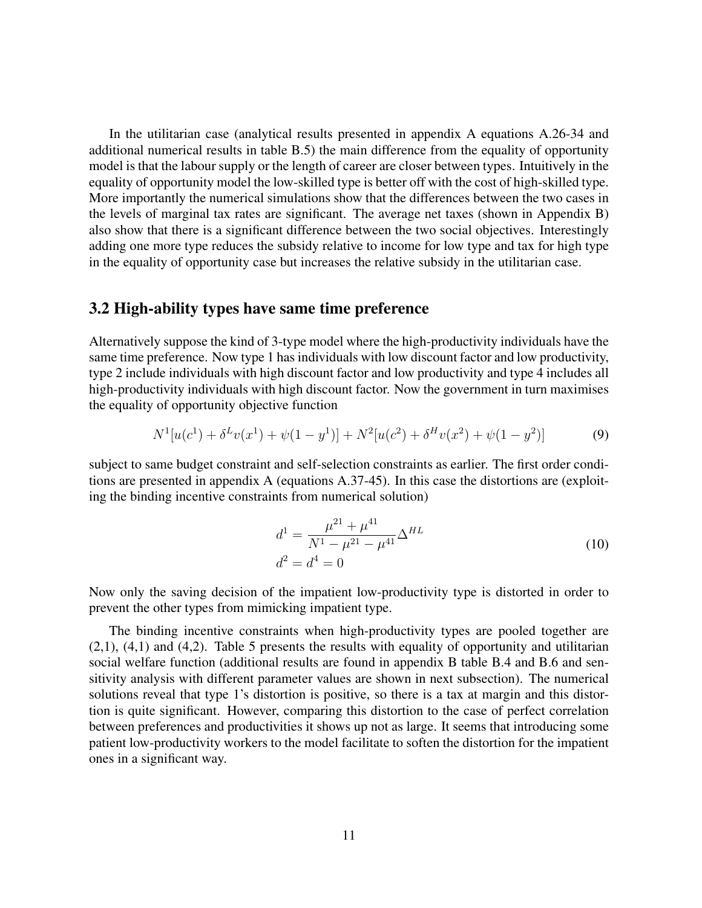In the utilitarian case (analytical results presented in appendix A equations A.26-34 and additional numerical results in table B.5) the main difference from the equality of opportunity model is that the labour supply or the length of career are closer between types. Intuitively in the equality of opportunity model the low-skilled type is better off with the cost of high-skilled type. More importantly the numerical simulations show that the differences between the two cases in the levels of marginal tax rates are significant. The average net taxes (shown in Appendix B) also show that there is a significant difference between the two social objectives. Interestingly adding one more type reduces the subsidy relative to income for low type and tax for high type in the equality of opportunity case but increases the relative subsidy in the utilitarian case.

## 3.2 High-ability types have same time preference

Alternatively suppose the kind of 3-type model where the high-productivity individuals have the same time preference. Now type 1 has individuals with low discount factor and low productivity, type 2 include individuals with high discount factor and low productivity and type 4 includes all high-productivity individuals with high discount factor. Now the government in turn maximises the equality of opportunity objective function

$$N^1[u(c^1) + \delta^L v(x^1) + \psi(1 - y^1)] + N^2[u(c^2) + \delta^H v(x^2) + \psi(1 - y^2)] \tag{9}$$

subject to same budget constraint and self-selection constraints as earlier. The first order conditions are presented in appendix A (equations A.37-45). In this case the distortions are (exploiting the binding incentive constraints from numerical solution)

$$\begin{aligned} d^1 &= \frac{\mu^{21} + \mu^{41}}{N^1 - \mu^{21} - \mu^{41}} \Delta^{HL} \\ d^2 &= d^4 = 0 \end{aligned} \tag{10}$$

Now only the saving decision of the impatient low-productivity type is distorted in order to prevent the other types from mimicking impatient type.

The binding incentive constraints when high-productivity types are pooled together are (2,1), (4,1) and (4,2). Table 5 presents the results with equality of opportunity and utilitarian social welfare function (additional results are found in appendix B table B.4 and B.6 and sensitivity analysis with different parameter values are shown in next subsection). The numerical solutions reveal that type 1's distortion is positive, so there is a tax at margin and this distortion is quite significant. However, comparing this distortion to the case of perfect correlation between preferences and productivities it shows up not as large. It seems that introducing some patient low-productivity workers to the model facilitate to soften the distortion for the impatient ones in a significant way.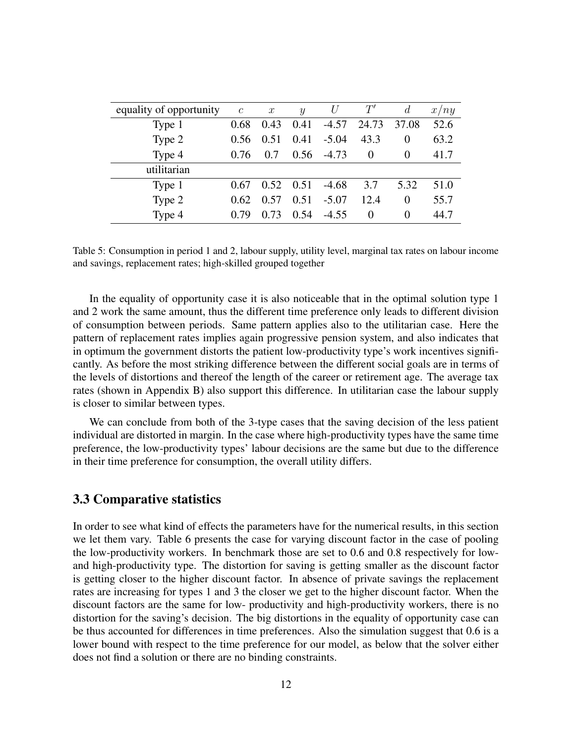| equality of opportunity | $c$ | $x$ | $y$ | $U$ | $T'$ | $d$ | $x/ny$ |
|---|---|---|---|---|---|---|---|
| Type 1 | 0.68 | 0.43 | 0.41 | -4.57 | 24.73 | 37.08 | 52.6 |
| Type 2 | 0.56 | 0.51 | 0.41 | -5.04 | 43.3 | 0 | 63.2 |
| Type 4 | 0.76 | 0.7 | 0.56 | -4.73 | 0 | 0 | 41.7 |
| utilitarian | | | | | | | |
| Type 1 | 0.67 | 0.52 | 0.51 | -4.68 | 3.7 | 5.32 | 51.0 |
| Type 2 | 0.62 | 0.57 | 0.51 | -5.07 | 12.4 | 0 | 55.7 |
| Type 4 | 0.79 | 0.73 | 0.54 | -4.55 | 0 | 0 | 44.7 |

Table 5: Consumption in period 1 and 2, labour supply, utility level, marginal tax rates on labour income and savings, replacement rates; high-skilled grouped together

In the equality of opportunity case it is also noticeable that in the optimal solution type 1 and 2 work the same amount, thus the different time preference only leads to different division of consumption between periods. Same pattern applies also to the utilitarian case. Here the pattern of replacement rates implies again progressive pension system, and also indicates that in optimum the government distorts the patient low-productivity type's work incentives significantly. As before the most striking difference between the different social goals are in terms of the levels of distortions and thereof the length of the career or retirement age. The average tax rates (shown in Appendix B) also support this difference. In utilitarian case the labour supply is closer to similar between types.

We can conclude from both of the 3-type cases that the saving decision of the less patient individual are distorted in margin. In the case where high-productivity types have the same time preference, the low-productivity types' labour decisions are the same but due to the difference in their time preference for consumption, the overall utility differs.

## 3.3 Comparative statistics

In order to see what kind of effects the parameters have for the numerical results, in this section we let them vary. Table 6 presents the case for varying discount factor in the case of pooling the low-productivity workers. In benchmark those are set to 0.6 and 0.8 respectively for low- and high-productivity type. The distortion for saving is getting smaller as the discount factor is getting closer to the higher discount factor. In absence of private savings the replacement rates are increasing for types 1 and 3 the closer we get to the higher discount factor. When the discount factors are the same for low- productivity and high-productivity workers, there is no distortion for the saving's decision. The big distortions in the equality of opportunity case can be thus accounted for differences in time preferences. Also the simulation suggest that 0.6 is a lower bound with respect to the time preference for our model, as below that the solver either does not find a solution or there are no binding constraints.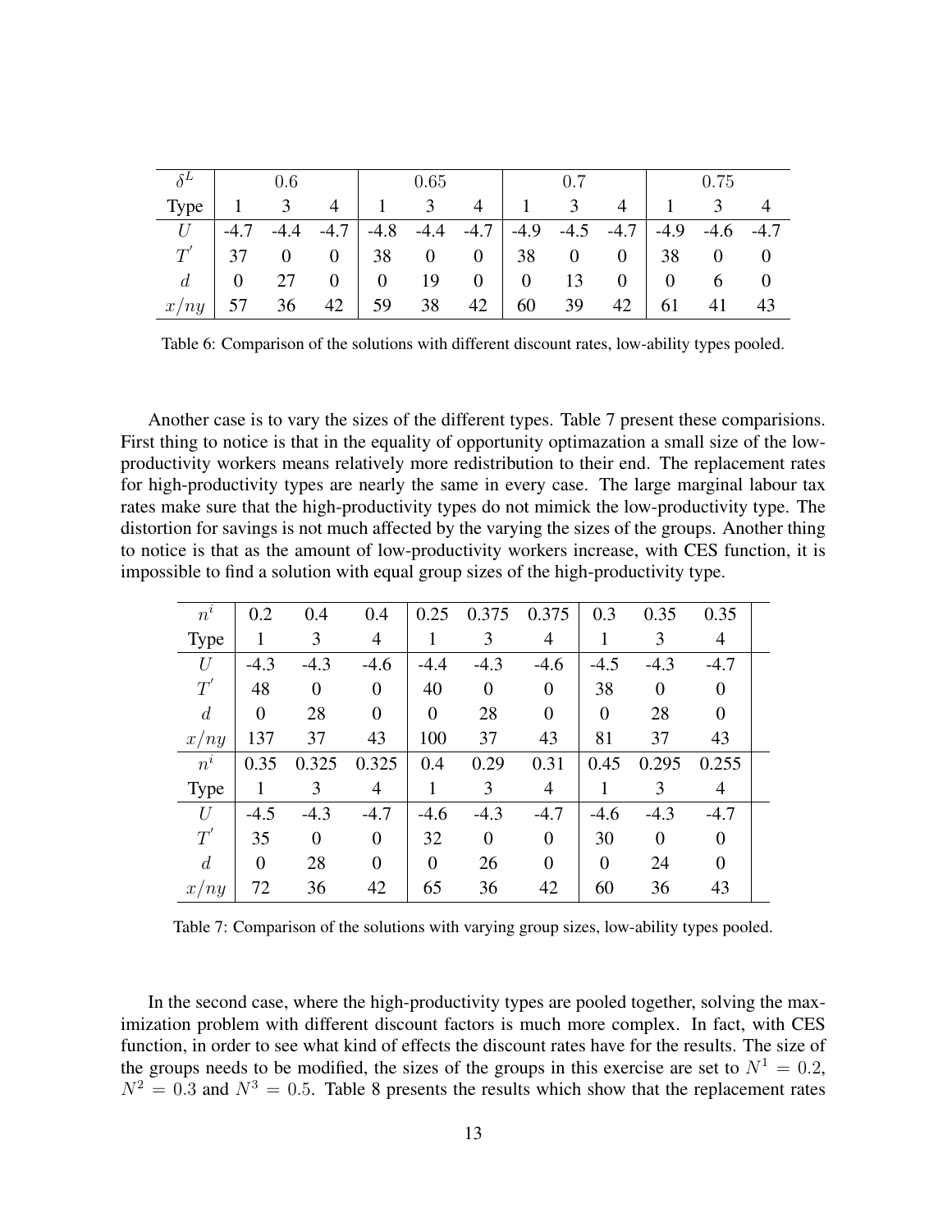| $\delta^L$ | 0.6 | | | 0.65 | | | 0.7 | | | 0.75 | | |
|---|---|---|---|---|---|---|---|---|---|---|---|---|
| Type | 1 | 3 | 4 | 1 | 3 | 4 | 1 | 3 | 4 | 1 | 3 | 4 |
| $U$ | -4.7 | -4.4 | -4.7 | -4.8 | -4.4 | -4.7 | -4.9 | -4.5 | -4.7 | -4.9 | -4.6 | -4.7 |
| $T'$ | 37 | 0 | 0 | 38 | 0 | 0 | 38 | 0 | 0 | 38 | 0 | 0 |
| $d$ | 0 | 27 | 0 | 0 | 19 | 0 | 0 | 13 | 0 | 0 | 6 | 0 |
| $x/ny$ | 57 | 36 | 42 | 59 | 38 | 42 | 60 | 39 | 42 | 61 | 41 | 43 |

Table 6: Comparison of the solutions with different discount rates, low-ability types pooled.

Another case is to vary the sizes of the different types. Table 7 present these comparisions. First thing to notice is that in the equality of opportunity optimazation a small size of the low-productivity workers means relatively more redistribution to their end. The replacement rates for high-productivity types are nearly the same in every case. The large marginal labour tax rates make sure that the high-productivity types do not mimick the low-productivity type. The distortion for savings is not much affected by the varying the sizes of the groups. Another thing to notice is that as the amount of low-productivity workers increase, with CES function, it is impossible to find a solution with equal group sizes of the high-productivity type.

| $n^i$ | 0.2 | 0.4 | 0.4 | 0.25 | 0.375 | 0.375 | 0.3 | 0.35 | 0.35 |
|---|---|---|---|---|---|---|---|---|---|
| Type | 1 | 3 | 4 | 1 | 3 | 4 | 1 | 3 | 4 |
| $U$ | -4.3 | -4.3 | -4.6 | -4.4 | -4.3 | -4.6 | -4.5 | -4.3 | -4.7 |
| $T'$ | 48 | 0 | 0 | 40 | 0 | 0 | 38 | 0 | 0 |
| $d$ | 0 | 28 | 0 | 0 | 28 | 0 | 0 | 28 | 0 |
| $x/ny$ | 137 | 37 | 43 | 100 | 37 | 43 | 81 | 37 | 43 |
| $n^i$ | 0.35 | 0.325 | 0.325 | 0.4 | 0.29 | 0.31 | 0.45 | 0.295 | 0.255 |
| Type | 1 | 3 | 4 | 1 | 3 | 4 | 1 | 3 | 4 |
| $U$ | -4.5 | -4.3 | -4.7 | -4.6 | -4.3 | -4.7 | -4.6 | -4.3 | -4.7 |
| $T'$ | 35 | 0 | 0 | 32 | 0 | 0 | 30 | 0 | 0 |
| $d$ | 0 | 28 | 0 | 0 | 26 | 0 | 0 | 24 | 0 |
| $x/ny$ | 72 | 36 | 42 | 65 | 36 | 42 | 60 | 36 | 43 |

Table 7: Comparison of the solutions with varying group sizes, low-ability types pooled.

In the second case, where the high-productivity types are pooled together, solving the maximization problem with different discount factors is much more complex. In fact, with CES function, in order to see what kind of effects the discount rates have for the results. The size of the groups needs to be modified, the sizes of the groups in this exercise are set to $N^1 = 0.2$, $N^2 = 0.3$ and $N^3 = 0.5$. Table 8 presents the results which show that the replacement rates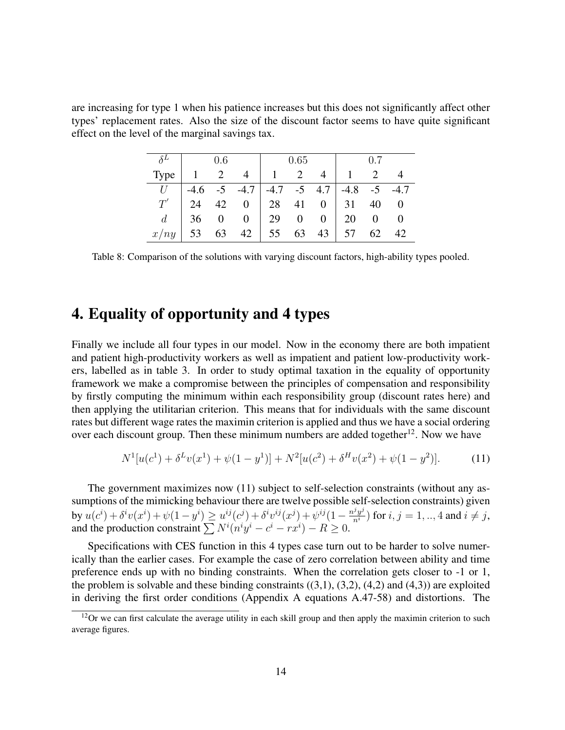are increasing for type 1 when his patience increases but this does not significantly affect other types' replacement rates. Also the size of the discount factor seems to have quite significant effect on the level of the marginal savings tax.

| $\delta^L$ | 0.6 | | | 0.65 | | | 0.7 | | |
|---|---|---|---|---|---|---|---|---|---|
| Type | 1 | 2 | 4 | 1 | 2 | 4 | 1 | 2 | 4 |
| $U$ | -4.6 | -5 | -4.7 | -4.7 | -5 | 4.7 | -4.8 | -5 | -4.7 |
| $T'$ | 24 | 42 | 0 | 28 | 41 | 0 | 31 | 40 | 0 |
| $d$ | 36 | 0 | 0 | 29 | 0 | 0 | 20 | 0 | 0 |
| $x/ny$ | 53 | 63 | 42 | 55 | 63 | 43 | 57 | 62 | 42 |

Table 8: Comparison of the solutions with varying discount factors, high-ability types pooled.

# 4. Equality of opportunity and 4 types

Finally we include all four types in our model. Now in the economy there are both impatient and patient high-productivity workers as well as impatient and patient low-productivity workers, labelled as in table 3. In order to study optimal taxation in the equality of opportunity framework we make a compromise between the principles of compensation and responsibility by firstly computing the minimum within each responsibility group (discount rates here) and then applying the utilitarian criterion. This means that for individuals with the same discount rates but different wage rates the maximin criterion is applied and thus we have a social ordering over each discount group. Then these minimum numbers are added together[12]. Now we have

$$N^1[u(c^1) + \delta^L v(x^1) + \psi(1 - y^1)] + N^2[u(c^2) + \delta^H v(x^2) + \psi(1 - y^2)]. \tag{11}$$

The government maximizes now (11) subject to self-selection constraints (without any assumptions of the mimicking behaviour there are twelve possible self-selection constraints) given by $u(c^i) + \delta^i v(x^i) + \psi(1 - y^i) \geq u^{ij}(c^j) + \delta^i v^{ij}(x^j) + \psi^{ij}(1 - \frac{n^j y^j}{n^i})$ for $i, j = 1, .., 4$ and $i \neq j$, and the production constraint $\sum N^i(n^i y^i - c^i - rx^i) - R \geq 0$.

Specifications with CES function in this 4 types case turn out to be harder to solve numerically than the earlier cases. For example the case of zero correlation between ability and time preference ends up with no binding constraints. When the correlation gets closer to -1 or 1, the problem is solvable and these binding constraints ((3,1), (3,2), (4,2) and (4,3)) are exploited in deriving the first order conditions (Appendix A equations A.47-58) and distortions. The

[12] Or we can first calculate the average utility in each skill group and then apply the maximin criterion to such average figures.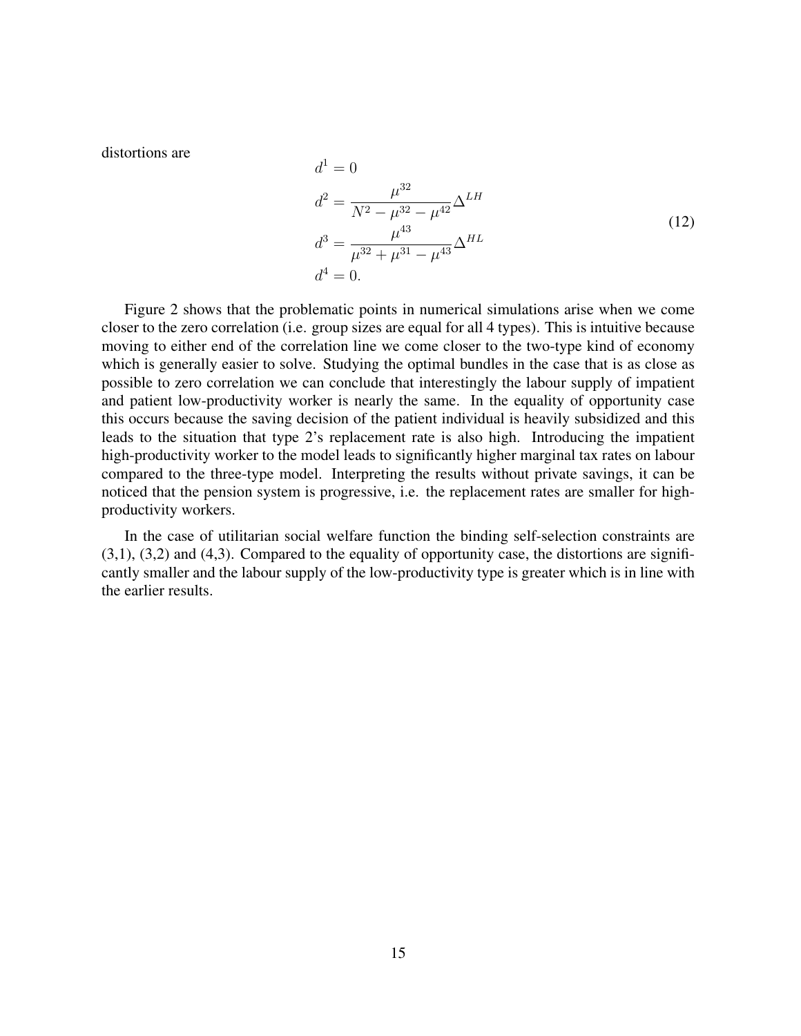distortions are

$$
\begin{aligned}
d^1 &= 0 \\
d^2 &= \frac{\mu^{32}}{N^2 - \mu^{32} - \mu^{42}} \Delta^{LH} \\
d^3 &= \frac{\mu^{43}}{\mu^{32} + \mu^{31} - \mu^{43}} \Delta^{HL} \\
d^4 &= 0.
\end{aligned}
\tag{12}
$$

Figure 2 shows that the problematic points in numerical simulations arise when we come closer to the zero correlation (i.e. group sizes are equal for all 4 types). This is intuitive because moving to either end of the correlation line we come closer to the two-type kind of economy which is generally easier to solve. Studying the optimal bundles in the case that is as close as possible to zero correlation we can conclude that interestingly the labour supply of impatient and patient low-productivity worker is nearly the same. In the equality of opportunity case this occurs because the saving decision of the patient individual is heavily subsidized and this leads to the situation that type 2's replacement rate is also high. Introducing the impatient high-productivity worker to the model leads to significantly higher marginal tax rates on labour compared to the three-type model. Interpreting the results without private savings, it can be noticed that the pension system is progressive, i.e. the replacement rates are smaller for high-productivity workers.

In the case of utilitarian social welfare function the binding self-selection constraints are (3,1), (3,2) and (4,3). Compared to the equality of opportunity case, the distortions are significantly smaller and the labour supply of the low-productivity type is greater which is in line with the earlier results.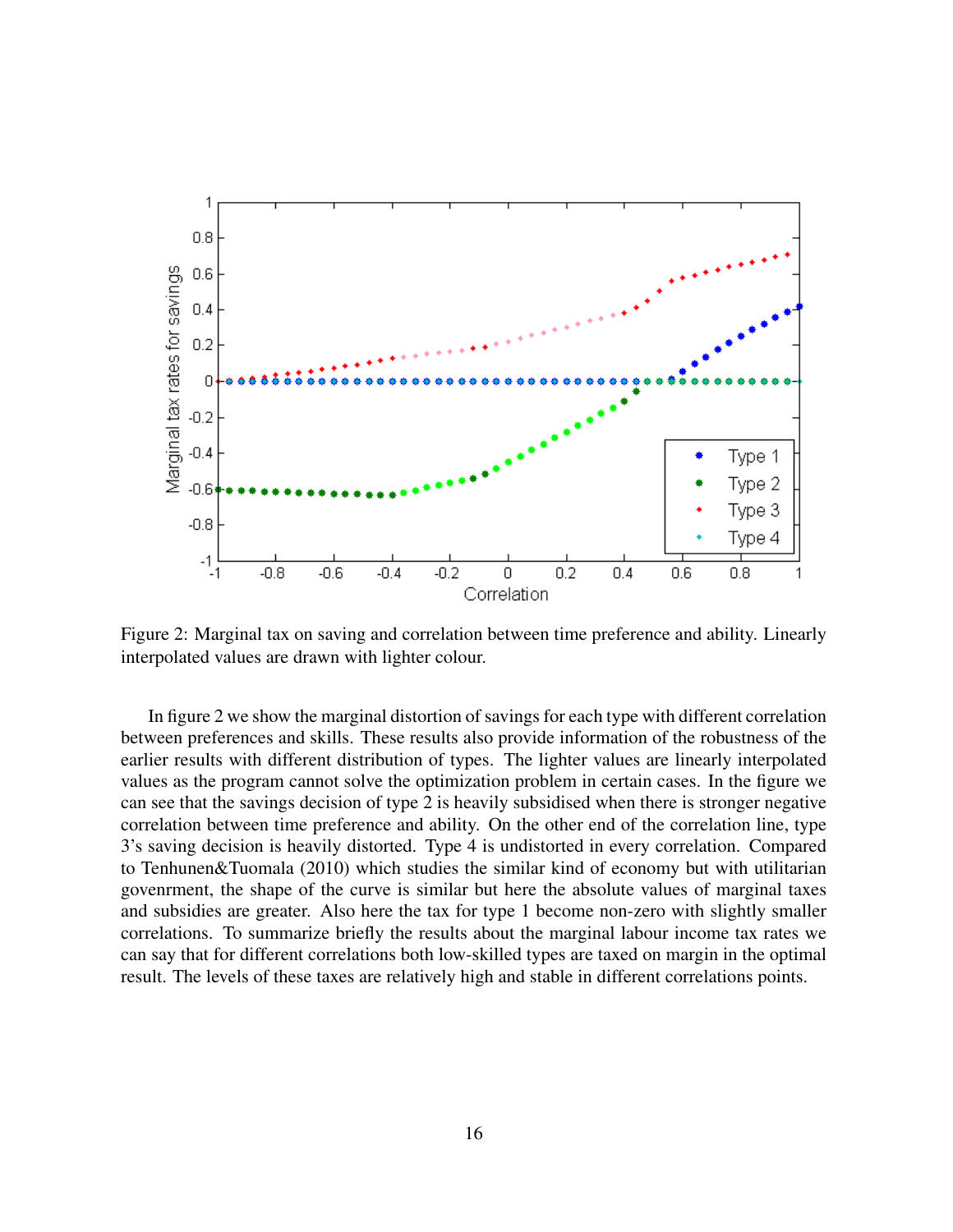Figure 2: Marginal tax on saving and correlation between time preference and ability. Linearly interpolated values are drawn with lighter colour.

In figure 2 we show the marginal distortion of savings for each type with different correlation between preferences and skills. These results also provide information of the robustness of the earlier results with different distribution of types. The lighter values are linearly interpolated values as the program cannot solve the optimization problem in certain cases. In the figure we can see that the savings decision of type 2 is heavily subsidised when there is stronger negative correlation between time preference and ability. On the other end of the correlation line, type 3's saving decision is heavily distorted. Type 4 is undistorted in every correlation. Compared to Tenhunen&Tuomala (2010) which studies the similar kind of economy but with utilitarian govenrment, the shape of the curve is similar but here the absolute values of marginal taxes and subsidies are greater. Also here the tax for type 1 become non-zero with slightly smaller correlations. To summarize briefly the results about the marginal labour income tax rates we can say that for different correlations both low-skilled types are taxed on margin in the optimal result. The levels of these taxes are relatively high and stable in different correlations points.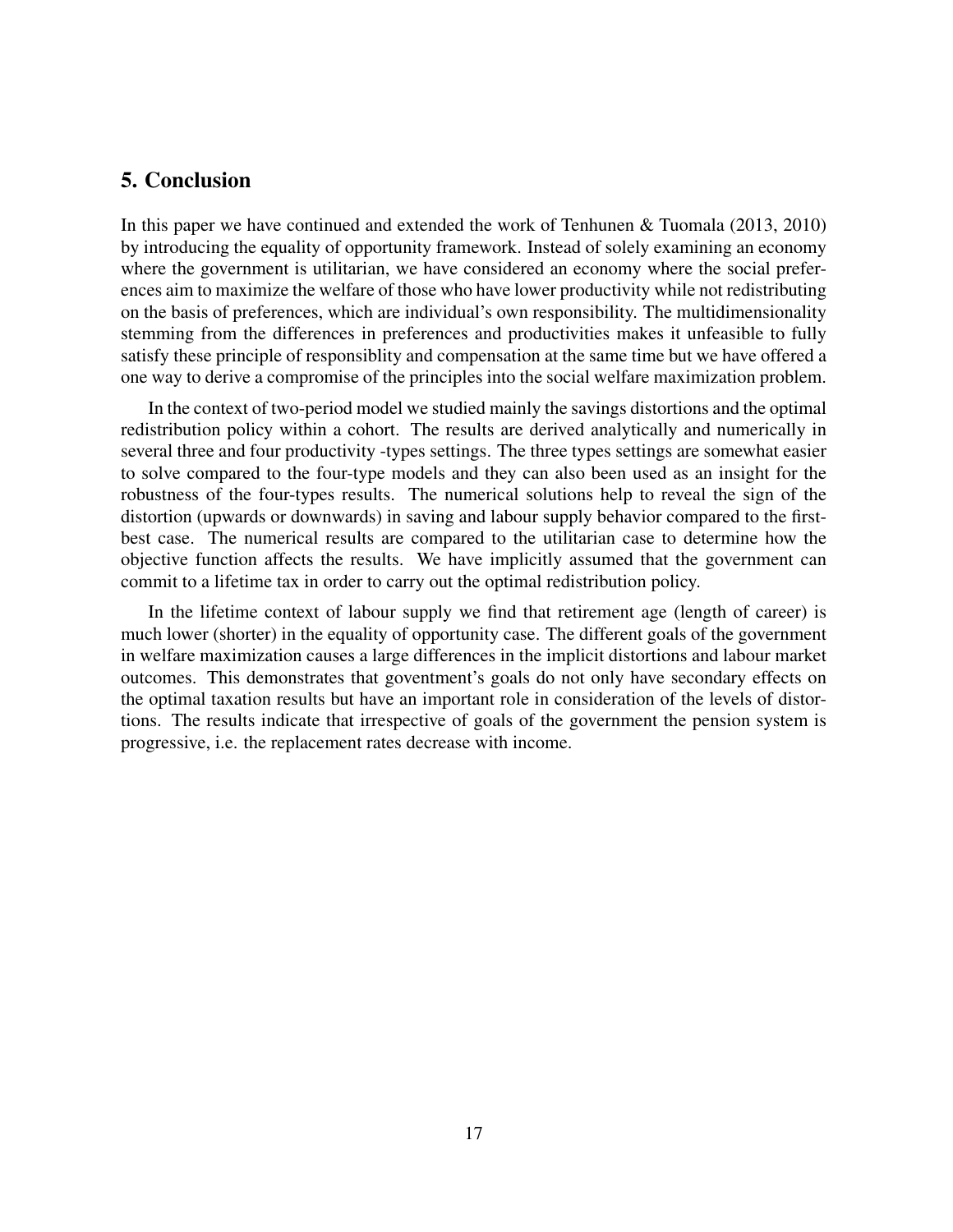## 5. Conclusion

In this paper we have continued and extended the work of Tenhunen & Tuomala (2013, 2010) by introducing the equality of opportunity framework. Instead of solely examining an economy where the government is utilitarian, we have considered an economy where the social preferences aim to maximize the welfare of those who have lower productivity while not redistributing on the basis of preferences, which are individual's own responsibility. The multidimensionality stemming from the differences in preferences and productivities makes it unfeasible to fully satisfy these principle of responsiblity and compensation at the same time but we have offered a one way to derive a compromise of the principles into the social welfare maximization problem.

In the context of two-period model we studied mainly the savings distortions and the optimal redistribution policy within a cohort. The results are derived analytically and numerically in several three and four productivity -types settings. The three types settings are somewhat easier to solve compared to the four-type models and they can also been used as an insight for the robustness of the four-types results. The numerical solutions help to reveal the sign of the distortion (upwards or downwards) in saving and labour supply behavior compared to the first-best case. The numerical results are compared to the utilitarian case to determine how the objective function affects the results. We have implicitly assumed that the government can commit to a lifetime tax in order to carry out the optimal redistribution policy.

In the lifetime context of labour supply we find that retirement age (length of career) is much lower (shorter) in the equality of opportunity case. The different goals of the government in welfare maximization causes a large differences in the implicit distortions and labour market outcomes. This demonstrates that goventment's goals do not only have secondary effects on the optimal taxation results but have an important role in consideration of the levels of distortions. The results indicate that irrespective of goals of the government the pension system is progressive, i.e. the replacement rates decrease with income.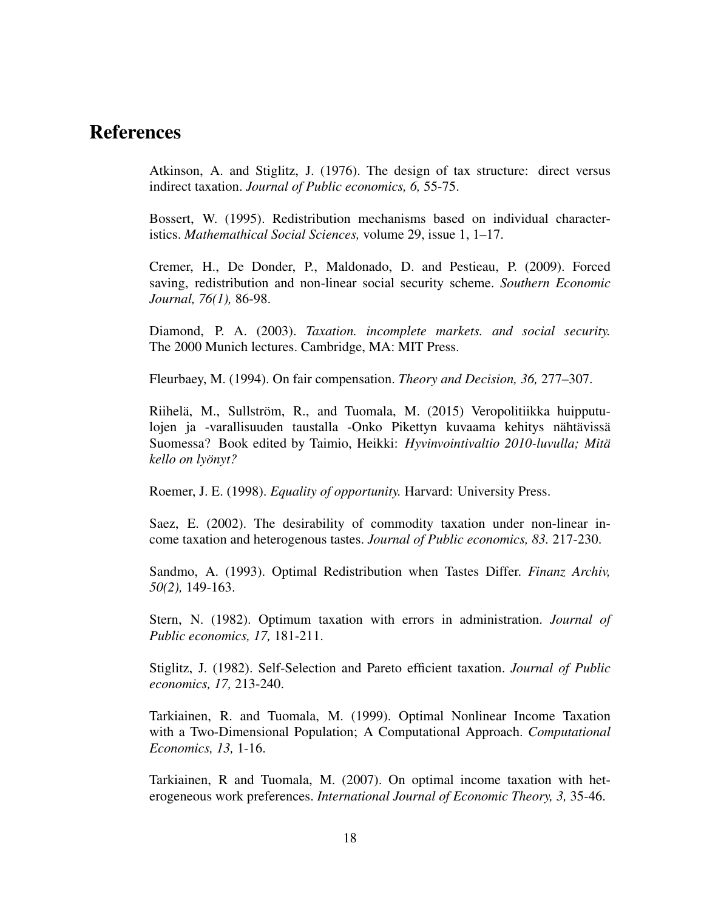# References

Atkinson, A. and Stiglitz, J. (1976). The design of tax structure: direct versus indirect taxation. *Journal of Public economics, 6,* 55-75.

Bossert, W. (1995). Redistribution mechanisms based on individual characteristics. *Mathemathical Social Sciences,* volume 29, issue 1, 1–17.

Cremer, H., De Donder, P., Maldonado, D. and Pestieau, P. (2009). Forced saving, redistribution and non-linear social security scheme. *Southern Economic Journal, 76(1),* 86-98.

Diamond, P. A. (2003). *Taxation. incomplete markets. and social security.* The 2000 Munich lectures. Cambridge, MA: MIT Press.

Fleurbaey, M. (1994). On fair compensation. *Theory and Decision, 36,* 277–307.

Riihelä, M., Sullström, R., and Tuomala, M. (2015) Veropolitiikka huipputulojen ja -varallisuuden taustalla -Onko Pikettyn kuvaama kehitys nähtävissä Suomessa? Book edited by Taimio, Heikki: *Hyvinvointivaltio 2010-luvulla; Mitä kello on lyönyt?*

Roemer, J. E. (1998). *Equality of opportunity.* Harvard: University Press.

Saez, E. (2002). The desirability of commodity taxation under non-linear income taxation and heterogenous tastes. *Journal of Public economics, 83.* 217-230.

Sandmo, A. (1993). Optimal Redistribution when Tastes Differ. *Finanz Archiv, 50(2),* 149-163.

Stern, N. (1982). Optimum taxation with errors in administration. *Journal of Public economics, 17,* 181-211.

Stiglitz, J. (1982). Self-Selection and Pareto efficient taxation. *Journal of Public economics, 17,* 213-240.

Tarkiainen, R. and Tuomala, M. (1999). Optimal Nonlinear Income Taxation with a Two-Dimensional Population; A Computational Approach. *Computational Economics, 13,* 1-16.

Tarkiainen, R and Tuomala, M. (2007). On optimal income taxation with heterogeneous work preferences. *International Journal of Economic Theory, 3,* 35-46.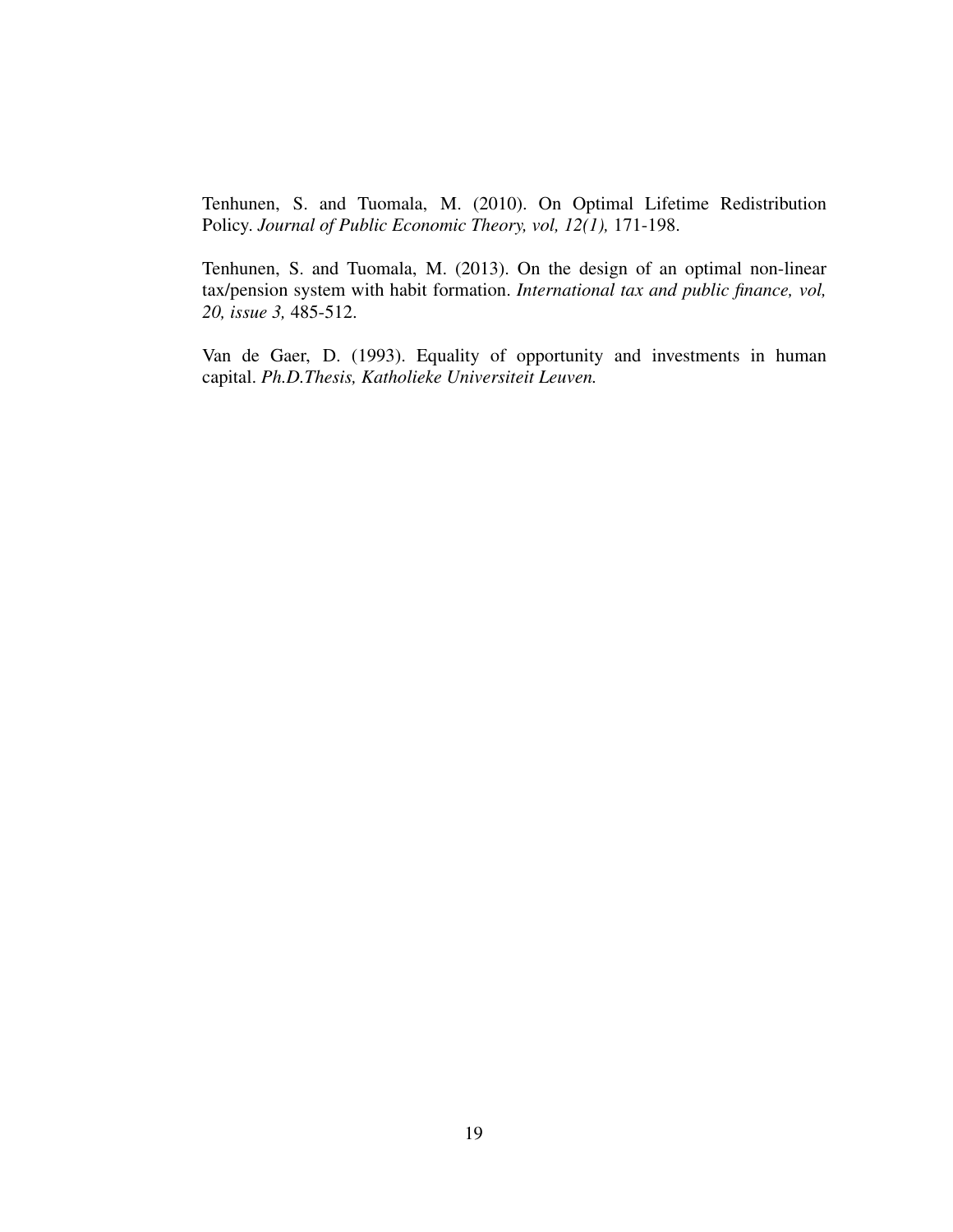Tenhunen, S. and Tuomala, M. (2010). On Optimal Lifetime Redistribution Policy. *Journal of Public Economic Theory, vol, 12(1),* 171-198.

Tenhunen, S. and Tuomala, M. (2013). On the design of an optimal non-linear tax/pension system with habit formation. *International tax and public finance, vol, 20, issue 3,* 485-512.

Van de Gaer, D. (1993). Equality of opportunity and investments in human capital. *Ph.D.Thesis, Katholieke Universiteit Leuven.*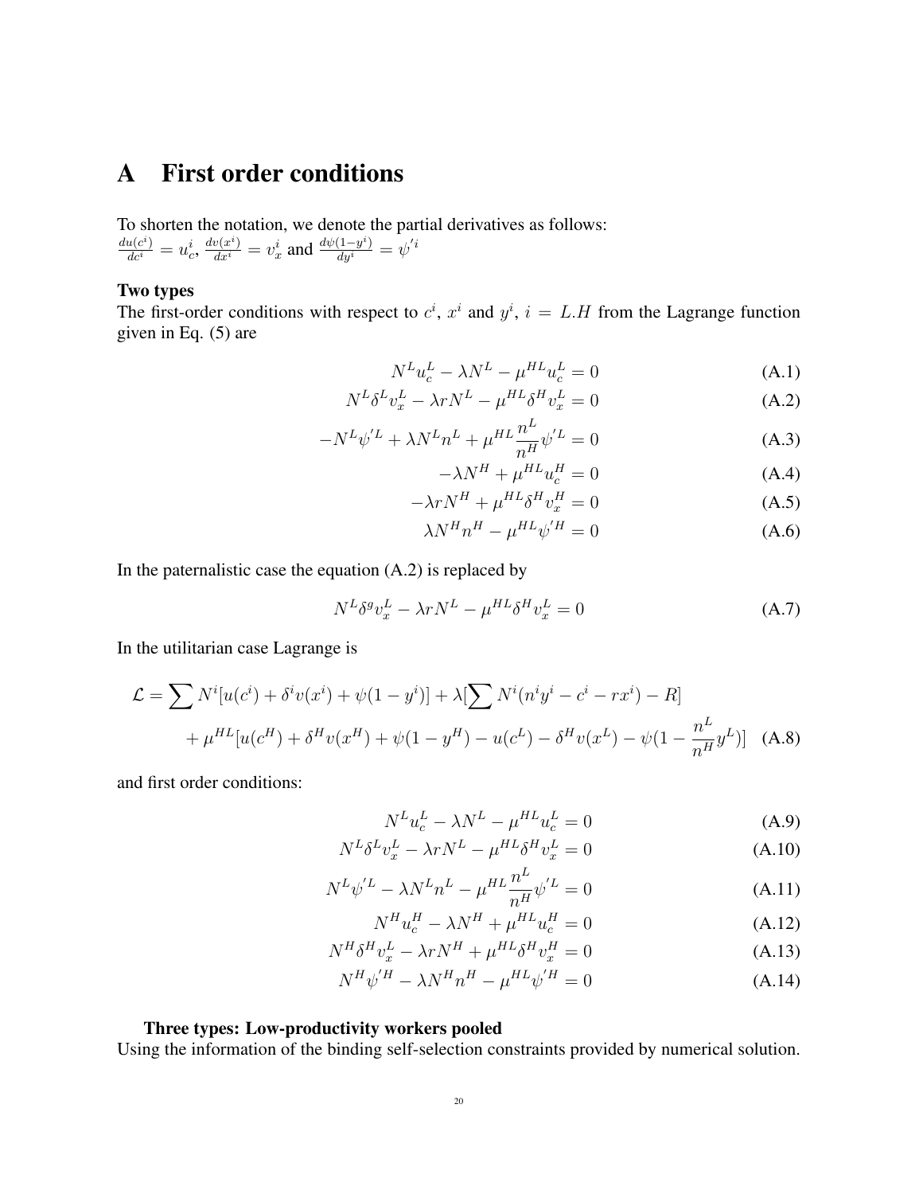# A First order conditions

To shorten the notation, we denote the partial derivatives as follows:
$\frac{du(c^i)}{dc^i} = u_c^i$, $\frac{dv(x^i)}{dx^i} = v_x^i$ and $\frac{d\psi(1-y^i)}{dy^i} = \psi'^i$

**Two types**
The first-order conditions with respect to $c^i$, $x^i$ and $y^i$, $i = L.H$ from the Lagrange function given in Eq. (5) are

$$N^L u_c^L - \lambda N^L - \mu^{HL} u_c^L = 0 \tag{A.1}$$

$$N^L \delta^L v_x^L - \lambda r N^L - \mu^{HL} \delta^H v_x^L = 0 \tag{A.2}$$

$$-N^L \psi'^L + \lambda N^L n^L + \mu^{HL} \frac{n^L}{n^H} \psi'^L = 0 \tag{A.3}$$

$$-\lambda N^H + \mu^{HL} u_c^H = 0 \tag{A.4}$$

$$-\lambda r N^H + \mu^{HL} \delta^H v_x^H = 0 \tag{A.5}$$

$$\lambda N^H n^H - \mu^{HL} \psi'^H = 0 \tag{A.6}$$

In the paternalistic case the equation (A.2) is replaced by

$$N^L \delta^g v_x^L - \lambda r N^L - \mu^{HL} \delta^H v_x^L = 0 \tag{A.7}$$

In the utilitarian case Lagrange is

$$\mathcal{L} = \sum N^i [u(c^i) + \delta^i v(x^i) + \psi(1-y^i)] + \lambda [\sum N^i (n^i y^i - c^i - r x^i) - R] + \mu^{HL} [u(c^H) + \delta^H v(x^H) + \psi(1-y^H) - u(c^L) - \delta^H v(x^L) - \psi(1 - \frac{n^L}{n^H} y^L)] \tag{A.8}$$

and first order conditions:

$$N^L u_c^L - \lambda N^L - \mu^{HL} u_c^L = 0 \tag{A.9}$$

$$N^L \delta^L v_x^L - \lambda r N^L - \mu^{HL} \delta^H v_x^L = 0 \tag{A.10}$$

$$N^L \psi'^L - \lambda N^L n^L - \mu^{HL} \frac{n^L}{n^H} \psi'^L = 0 \tag{A.11}$$

$$N^H u_c^H - \lambda N^H + \mu^{HL} u_c^H = 0 \tag{A.12}$$

$$N^H \delta^H v_x^L - \lambda r N^H + \mu^{HL} \delta^H v_x^H = 0 \tag{A.13}$$

$$N^H \psi'^H - \lambda N^H n^H - \mu^{HL} \psi'^H = 0 \tag{A.14}$$

**Three types: Low-productivity workers pooled**
Using the information of the binding self-selection constraints provided by numerical solution.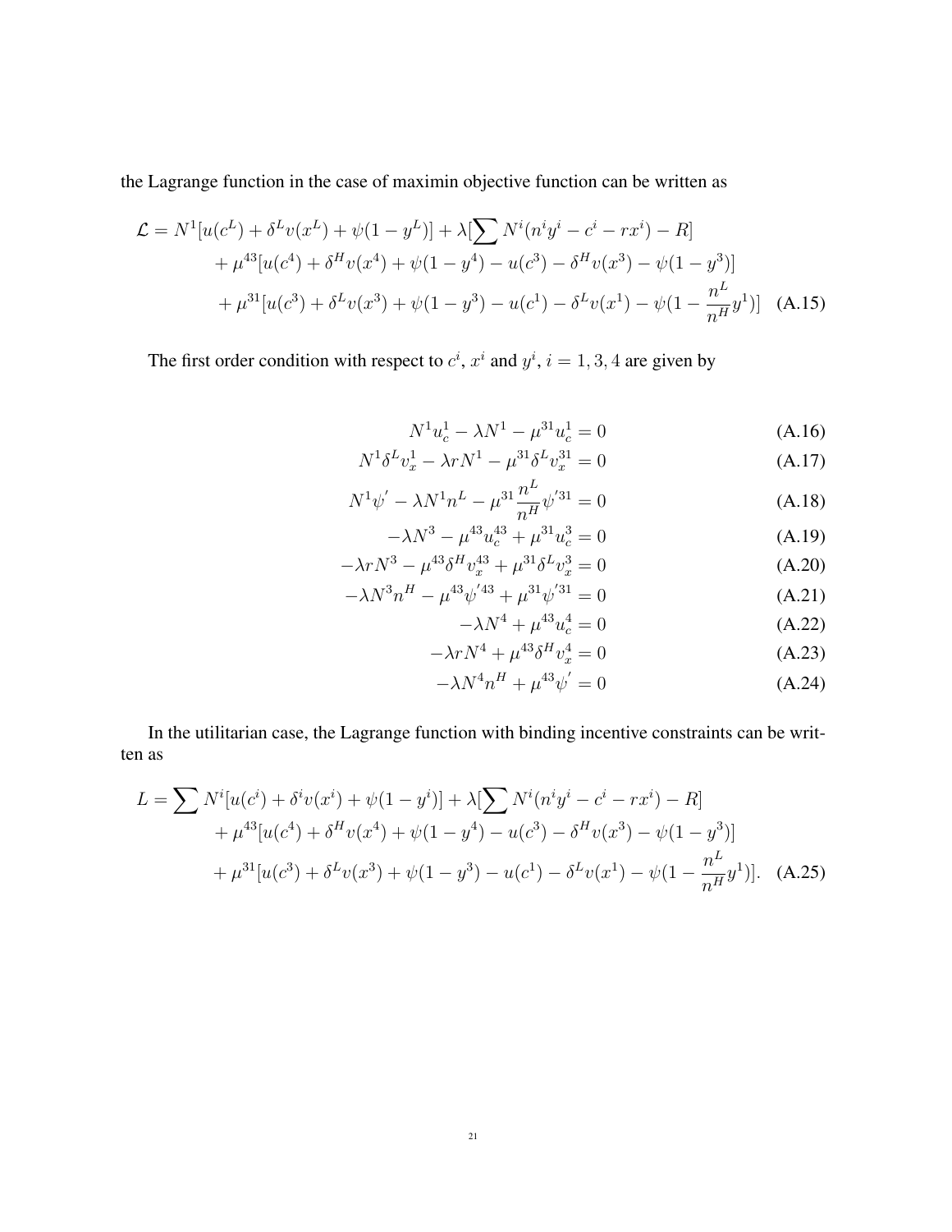the Lagrange function in the case of maximin objective function can be written as

$$
\begin{aligned}
\mathcal{L} = N^1[u(c^L) + \delta^L v(x^L) + \psi(1-y^L)] + \lambda[\sum N^i(n^i y^i - c^i - r x^i) - R] \\
+ \mu^{43}[u(c^4) + \delta^H v(x^4) + \psi(1-y^4) - u(c^3) - \delta^H v(x^3) - \psi(1-y^3)] \\
+ \mu^{31}[u(c^3) + \delta^L v(x^3) + \psi(1-y^3) - u(c^1) - \delta^L v(x^1) - \psi(1-\frac{n^L}{n^H}y^1)] \quad \text{(A.15)}
\end{aligned}
$$

The first order condition with respect to $c^i$, $x^i$ and $y^i$, $i = 1, 3, 4$ are given by

$$
\begin{aligned}
N^1 u_c^1 - \lambda N^1 - \mu^{31} u_c^1 = 0 \quad \text{(A.16)} \\
N^1 \delta^L v_x^1 - \lambda r N^1 - \mu^{31} \delta^L v_x^{31} = 0 \quad \text{(A.17)} \\
N^1 \psi^{'} - \lambda N^1 n^L - \mu^{31} \frac{n^L}{n^H} \psi^{'31} = 0 \quad \text{(A.18)} \\
-\lambda N^3 - \mu^{43} u_c^{43} + \mu^{31} u_c^3 = 0 \quad \text{(A.19)} \\
-\lambda r N^3 - \mu^{43} \delta^H v_x^{43} + \mu^{31} \delta^L v_x^3 = 0 \quad \text{(A.20)} \\
-\lambda N^3 n^H - \mu^{43} \psi^{'43} + \mu^{31} \psi^{'31} = 0 \quad \text{(A.21)} \\
-\lambda N^4 + \mu^{43} u_c^4 = 0 \quad \text{(A.22)} \\
-\lambda r N^4 + \mu^{43} \delta^H v_x^4 = 0 \quad \text{(A.23)} \\
-\lambda N^4 n^H + \mu^{43} \psi^{'} = 0 \quad \text{(A.24)}
\end{aligned}
$$

In the utilitarian case, the Lagrange function with binding incentive constraints can be written as

$$
\begin{aligned}
L = \sum N^i[u(c^i) + \delta^i v(x^i) + \psi(1-y^i)] + \lambda[\sum N^i(n^i y^i - c^i - r x^i) - R] \\
+ \mu^{43}[u(c^4) + \delta^H v(x^4) + \psi(1-y^4) - u(c^3) - \delta^H v(x^3) - \psi(1-y^3)] \\
+ \mu^{31}[u(c^3) + \delta^L v(x^3) + \psi(1-y^3) - u(c^1) - \delta^L v(x^1) - \psi(1-\frac{n^L}{n^H}y^1)]. \quad \text{(A.25)}
\end{aligned}
$$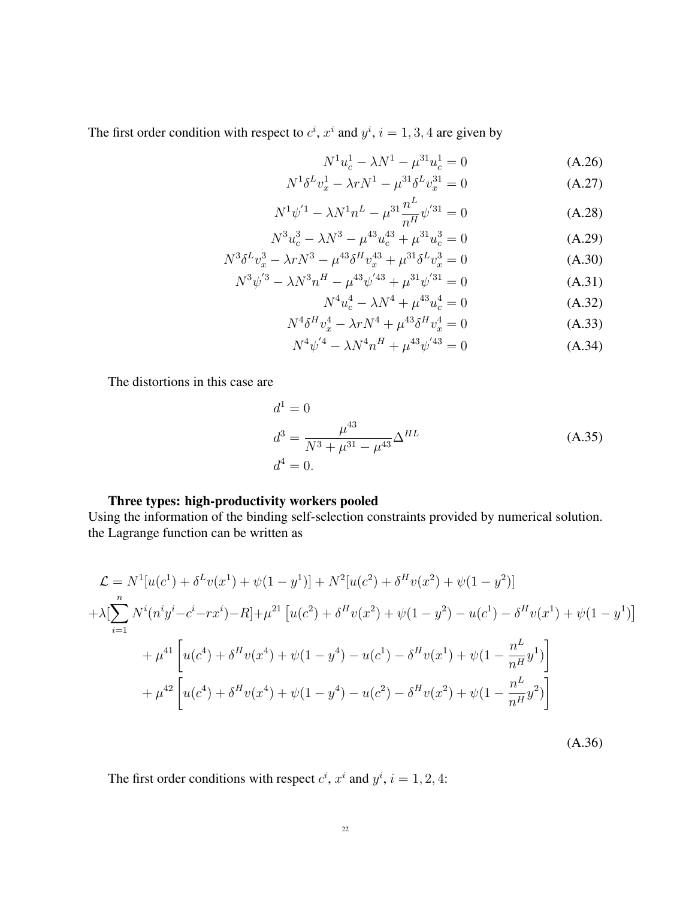The first order condition with respect to $c^i$, $x^i$ and $y^i$, $i = 1, 3, 4$ are given by

$$N^1 u_c^1 - \lambda N^1 - \mu^{31} u_c^1 = 0 \tag{A.26}$$

$$N^1 \delta^L v_x^1 - \lambda r N^1 - \mu^{31} \delta^L v_x^{31} = 0 \tag{A.27}$$

$$N^1 \psi'^1 - \lambda N^1 n^L - \mu^{31} \frac{n^L}{n^H} \psi'^{31} = 0 \tag{A.28}$$

$$N^3 u_c^3 - \lambda N^3 - \mu^{43} u_c^{43} + \mu^{31} u_c^3 = 0 \tag{A.29}$$

$$N^3 \delta^L v_x^3 - \lambda r N^3 - \mu^{43} \delta^H v_x^{43} + \mu^{31} \delta^L v_x^3 = 0 \tag{A.30}$$

$$N^3 \psi'^3 - \lambda N^3 n^H - \mu^{43} \psi'^{43} + \mu^{31} \psi'^{31} = 0 \tag{A.31}$$

$$N^4 u_c^4 - \lambda N^4 + \mu^{43} u_c^4 = 0 \tag{A.32}$$

$$N^4 \delta^H v_x^4 - \lambda r N^4 + \mu^{43} \delta^H v_x^4 = 0 \tag{A.33}$$

$$N^4 \psi'^4 - \lambda N^4 n^H + \mu^{43} \psi'^{43} = 0 \tag{A.34}$$

The distortions in this case are

$$\begin{aligned} d^1 &= 0 \\ d^3 &= \frac{\mu^{43}}{N^3 + \mu^{31} - \mu^{43}} \Delta^{HL} \\ d^4 &= 0. \end{aligned} \tag{A.35}$$

**Three types: high-productivity workers pooled**

Using the information of the binding self-selection constraints provided by numerical solution. the Lagrange function can be written as

$$\begin{aligned} \mathcal{L} &= N^1[u(c^1) + \delta^L v(x^1) + \psi(1 - y^1)] + N^2[u(c^2) + \delta^H v(x^2) + \psi(1 - y^2)] \\ &+ \lambda[\sum_{i=1}^{n} N^i(n^i y^i - c^i - r x^i) - R] + \mu^{21}\left[u(c^2) + \delta^H v(x^2) + \psi(1 - y^2) - u(c^1) - \delta^H v(x^1) + \psi(1 - y^1)\right] \\ &+ \mu^{41}\left[u(c^4) + \delta^H v(x^4) + \psi(1 - y^4) - u(c^1) - \delta^H v(x^1) + \psi(1 - \frac{n^L}{n^H} y^1)\right] \\ &+ \mu^{42}\left[u(c^4) + \delta^H v(x^4) + \psi(1 - y^4) - u(c^2) - \delta^H v(x^2) + \psi(1 - \frac{n^L}{n^H} y^2)\right] \end{aligned} \tag{A.36}$$

The first order conditions with respect $c^i$, $x^i$ and $y^i$, $i = 1, 2, 4$: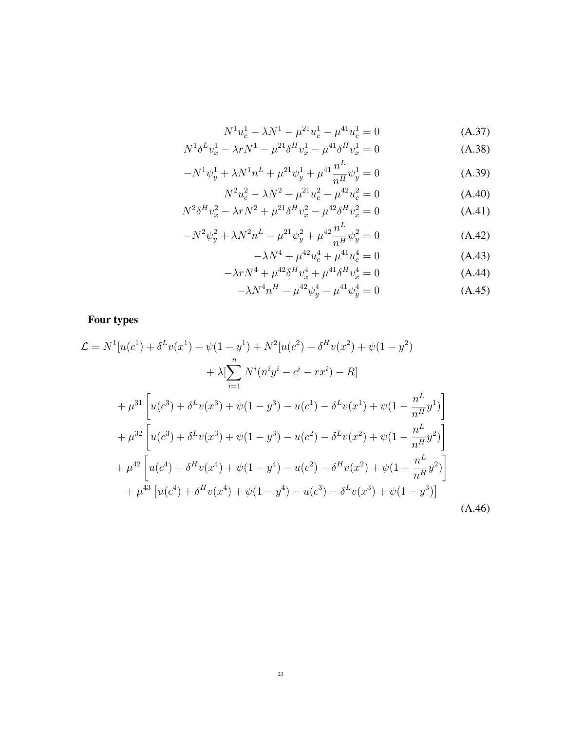$$N^1 u_c^1 - \lambda N^1 - \mu^{21} u_c^1 - \mu^{41} u_c^1 = 0 \tag{A.37}$$

$$N^1 \delta^L v_x^1 - \lambda r N^1 - \mu^{21} \delta^H v_x^1 - \mu^{41} \delta^H v_x^1 = 0 \tag{A.38}$$

$$-N^1 \psi_y^1 + \lambda N^1 n^L + \mu^{21} \psi_y^1 + \mu^{41} \frac{n^L}{n^H} \psi_y^1 = 0 \tag{A.39}$$

$$N^2 u_c^2 - \lambda N^2 + \mu^{21} u_c^2 - \mu^{42} u_c^2 = 0 \tag{A.40}$$

$$N^2 \delta^H v_x^2 - \lambda r N^2 + \mu^{21} \delta^H v_x^2 - \mu^{42} \delta^H v_x^2 = 0 \tag{A.41}$$

$$-N^2 \psi_y^2 + \lambda N^2 n^L - \mu^{21} \psi_y^2 + \mu^{42} \frac{n^L}{n^H} \psi_y^2 = 0 \tag{A.42}$$

$$-\lambda N^4 + \mu^{42} u_c^4 + \mu^{41} u_c^4 = 0 \tag{A.43}$$

$$-\lambda r N^4 + \mu^{42} \delta^H v_x^4 + \mu^{41} \delta^H v_x^4 = 0 \tag{A.44}$$

$$-\lambda N^4 n^H - \mu^{42} \psi_y^4 - \mu^{41} \psi_y^4 = 0 \tag{A.45}$$

## Four types

$$\begin{aligned}
\mathcal{L} = N^1[u(c^1) + \delta^L v(x^1) + \psi(1-y^1) + N^2[u(c^2) + \delta^H v(x^2) + \psi(1-y^2) \\
+ \lambda[\sum_{i=1}^{n} N^i(n^i y^i - c^i - r x^i) - R] \\
+ \mu^{31}\left[u(c^3) + \delta^L v(x^3) + \psi(1-y^3) - u(c^1) - \delta^L v(x^1) + \psi(1 - \frac{n^L}{n^H} y^1)\right] \\
+ \mu^{32}\left[u(c^3) + \delta^L v(x^3) + \psi(1-y^3) - u(c^2) - \delta^L v(x^2) + \psi(1 - \frac{n^L}{n^H} y^2)\right] \\
+ \mu^{42}\left[u(c^4) + \delta^H v(x^4) + \psi(1-y^4) - u(c^2) - \delta^H v(x^2) + \psi(1 - \frac{n^L}{n^H} y^2)\right] \\
+ \mu^{43}\left[u(c^4) + \delta^H v(x^4) + \psi(1-y^4) - u(c^3) - \delta^L v(x^3) + \psi(1-y^3)\right]
\end{aligned} \tag{A.46}$$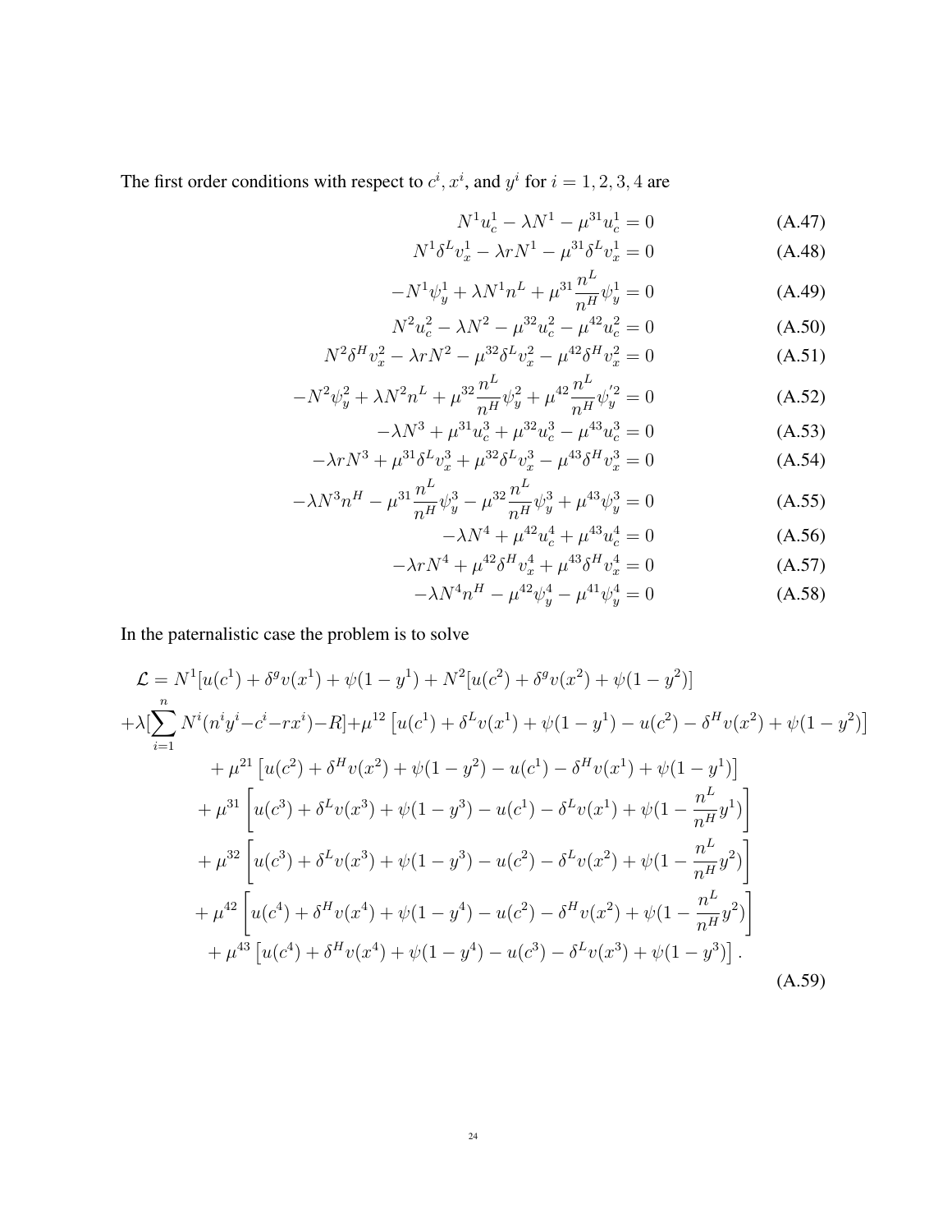The first order conditions with respect to $c^i$, $x^i$, and $y^i$ for $i = 1, 2, 3, 4$ are

$$N^1 u_c^1 - \lambda N^1 - \mu^{31} u_c^1 = 0 \tag{A.47}$$

$$N^1 \delta^L v_x^1 - \lambda r N^1 - \mu^{31} \delta^L v_x^1 = 0 \tag{A.48}$$

$$-N^1 \psi_y^1 + \lambda N^1 n^L + \mu^{31} \frac{n^L}{n^H} \psi_y^1 = 0 \tag{A.49}$$

$$N^2 u_c^2 - \lambda N^2 - \mu^{32} u_c^2 - \mu^{42} u_c^2 = 0 \tag{A.50}$$

$$N^2 \delta^H v_x^2 - \lambda r N^2 - \mu^{32} \delta^L v_x^2 - \mu^{42} \delta^H v_x^2 = 0 \tag{A.51}$$

$$-N^2 \psi_y^2 + \lambda N^2 n^L + \mu^{32} \frac{n^L}{n^H} \psi_y^2 + \mu^{42} \frac{n^L}{n^H} \psi_y'^2 = 0 \tag{A.52}$$

$$-\lambda N^3 + \mu^{31} u_c^3 + \mu^{32} u_c^3 - \mu^{43} u_c^3 = 0 \tag{A.53}$$

$$-\lambda r N^3 + \mu^{31} \delta^L v_x^3 + \mu^{32} \delta^L v_x^3 - \mu^{43} \delta^H v_x^3 = 0 \tag{A.54}$$

$$-\lambda N^3 n^H - \mu^{31} \frac{n^L}{n^H} \psi_y^3 - \mu^{32} \frac{n^L}{n^H} \psi_y^3 + \mu^{43} \psi_y^3 = 0 \tag{A.55}$$

$$-\lambda N^4 + \mu^{42} u_c^4 + \mu^{43} u_c^4 = 0 \tag{A.56}$$

$$-\lambda r N^4 + \mu^{42} \delta^H v_x^4 + \mu^{43} \delta^H v_x^4 = 0 \tag{A.57}$$

$$-\lambda N^4 n^H - \mu^{42} \psi_y^4 - \mu^{41} \psi_y^4 = 0 \tag{A.58}$$

In the paternalistic case the problem is to solve

$$\begin{aligned}
\mathcal{L} &= N^1[u(c^1) + \delta^g v(x^1) + \psi(1-y^1) + N^2[u(c^2) + \delta^g v(x^2) + \psi(1-y^2)] \\
&+ \lambda[\sum_{i=1}^{n} N^i(n^i y^i - c^i - r x^i) - R] + \mu^{12}\left[u(c^1) + \delta^L v(x^1) + \psi(1-y^1) - u(c^2) - \delta^H v(x^2) + \psi(1-y^2)\right] \\
&+ \mu^{21}\left[u(c^2) + \delta^H v(x^2) + \psi(1-y^2) - u(c^1) - \delta^H v(x^1) + \psi(1-y^1)\right] \\
&+ \mu^{31}\left[u(c^3) + \delta^L v(x^3) + \psi(1-y^3) - u(c^1) - \delta^L v(x^1) + \psi(1 - \frac{n^L}{n^H} y^1)\right] \\
&+ \mu^{32}\left[u(c^3) + \delta^L v(x^3) + \psi(1-y^3) - u(c^2) - \delta^L v(x^2) + \psi(1 - \frac{n^L}{n^H} y^2)\right] \\
&+ \mu^{42}\left[u(c^4) + \delta^H v(x^4) + \psi(1-y^4) - u(c^2) - \delta^H v(x^2) + \psi(1 - \frac{n^L}{n^H} y^2)\right] \\
&+ \mu^{43}\left[u(c^4) + \delta^H v(x^4) + \psi(1-y^4) - u(c^3) - \delta^L v(x^3) + \psi(1-y^3)\right].
\end{aligned} \tag{A.59}$$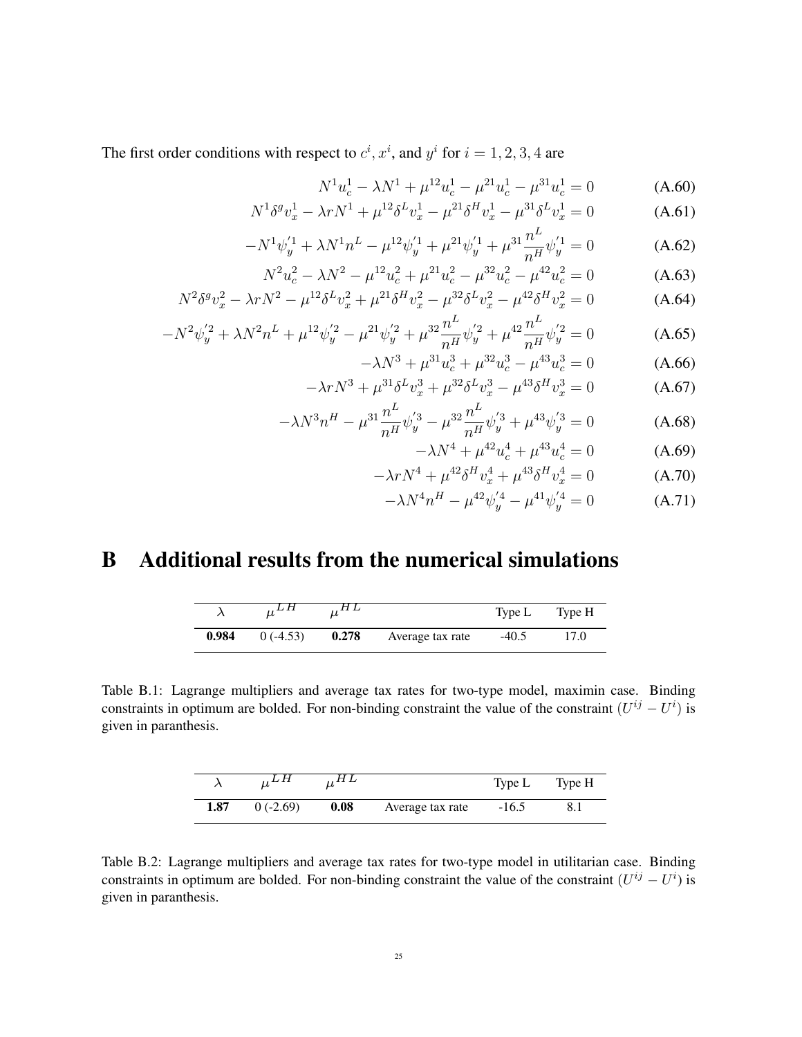The first order conditions with respect to $c^i$, $x^i$, and $y^i$ for $i = 1, 2, 3, 4$ are

$$N^1 u_c^1 - \lambda N^1 + \mu^{12} u_c^1 - \mu^{21} u_c^1 - \mu^{31} u_c^1 = 0 \tag{A.60}$$

$$N^1 \delta^g v_x^1 - \lambda r N^1 + \mu^{12} \delta^L v_x^1 - \mu^{21} \delta^H v_x^1 - \mu^{31} \delta^L v_x^1 = 0 \tag{A.61}$$

$$-N^1 \psi_y^{'1} + \lambda N^1 n^L - \mu^{12} \psi_y^{'1} + \mu^{21} \psi_y^{'1} + \mu^{31} \frac{n^L}{n^H} \psi_y^{'1} = 0 \tag{A.62}$$

$$N^2 u_c^2 - \lambda N^2 - \mu^{12} u_c^2 + \mu^{21} u_c^2 - \mu^{32} u_c^2 - \mu^{42} u_c^2 = 0 \tag{A.63}$$

$$N^2 \delta^g v_x^2 - \lambda r N^2 - \mu^{12} \delta^L v_x^2 + \mu^{21} \delta^H v_x^2 - \mu^{32} \delta^L v_x^2 - \mu^{42} \delta^H v_x^2 = 0 \tag{A.64}$$

$$-N^2 \psi_y^{'2} + \lambda N^2 n^L + \mu^{12} \psi_y^{'2} - \mu^{21} \psi_y^{'2} + \mu^{32} \frac{n^L}{n^H} \psi_y^{'2} + \mu^{42} \frac{n^L}{n^H} \psi_y^{'2} = 0 \tag{A.65}$$

$$-\lambda N^3 + \mu^{31} u_c^3 + \mu^{32} u_c^3 - \mu^{43} u_c^3 = 0 \tag{A.66}$$

$$-\lambda r N^3 + \mu^{31} \delta^L v_x^3 + \mu^{32} \delta^L v_x^3 - \mu^{43} \delta^H v_x^3 = 0 \tag{A.67}$$

$$-\lambda N^3 n^H - \mu^{31} \frac{n^L}{n^H} \psi_y^{'3} - \mu^{32} \frac{n^L}{n^H} \psi_y^{'3} + \mu^{43} \psi_y^{'3} = 0 \tag{A.68}$$

$$-\lambda N^4 + \mu^{42} u_c^4 + \mu^{43} u_c^4 = 0 \tag{A.69}$$

$$-\lambda r N^4 + \mu^{42} \delta^H v_x^4 + \mu^{43} \delta^H v_x^4 = 0 \tag{A.70}$$

$$-\lambda N^4 n^H - \mu^{42} \psi_y^{'4} - \mu^{41} \psi_y^{'4} = 0 \tag{A.71}$$

# B Additional results from the numerical simulations

| $\lambda$ | $\mu^{LH}$ | $\mu^{HL}$ | | Type L | Type H |
|---|---|---|---|---|---|
| **0.984** | 0 (-4.53) | **0.278** | Average tax rate | -40.5 | 17.0 |

Table B.1: Lagrange multipliers and average tax rates for two-type model, maximin case. Binding constraints in optimum are bolded. For non-binding constraint the value of the constraint ($U^{ij} - U^i$) is given in paranthesis.

| $\lambda$ | $\mu^{LH}$ | $\mu^{HL}$ | | Type L | Type H |
|---|---|---|---|---|---|
| **1.87** | 0 (-2.69) | **0.08** | Average tax rate | -16.5 | 8.1 |

Table B.2: Lagrange multipliers and average tax rates for two-type model in utilitarian case. Binding constraints in optimum are bolded. For non-binding constraint the value of the constraint ($U^{ij} - U^i$) is given in paranthesis.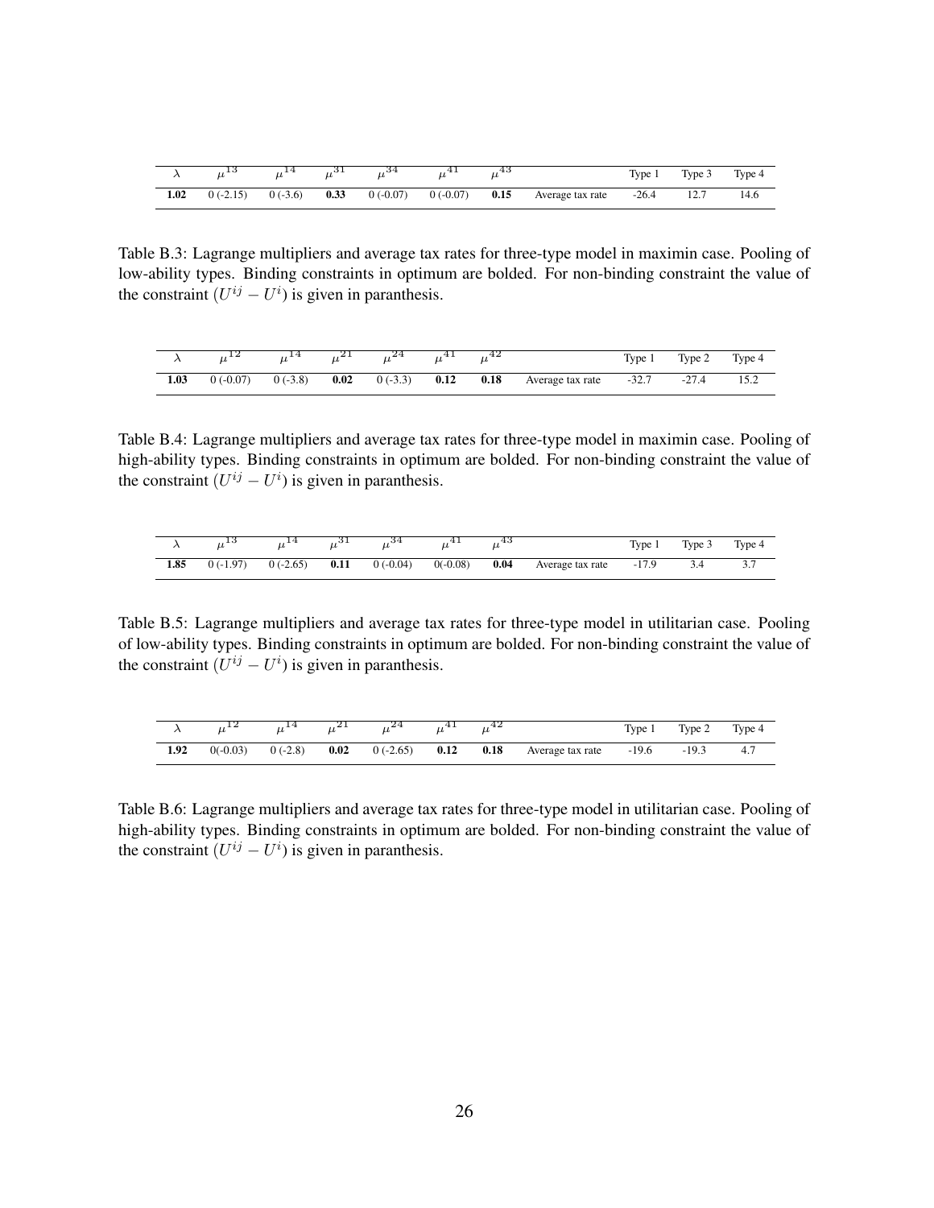| $\lambda$ | $\mu^{13}$ | $\mu^{14}$ | $\mu^{31}$ | $\mu^{34}$ | $\mu^{41}$ | $\mu^{43}$ | | Type 1 | Type 3 | Type 4 |
|---|---|---|---|---|---|---|---|---|---|---|
| **1.02** | 0 (-2.15) | 0 (-3.6) | **0.33** | 0 (-0.07) | 0 (-0.07) | **0.15** | Average tax rate | -26.4 | 12.7 | 14.6 |

Table B.3: Lagrange multipliers and average tax rates for three-type model in maximin case. Pooling of low-ability types. Binding constraints in optimum are bolded. For non-binding constraint the value of the constraint $(U^{ij} - U^{i})$ is given in paranthesis.

| $\lambda$ | $\mu^{12}$ | $\mu^{14}$ | $\mu^{21}$ | $\mu^{24}$ | $\mu^{41}$ | $\mu^{42}$ | | Type 1 | Type 2 | Type 4 |
|---|---|---|---|---|---|---|---|---|---|---|
| **1.03** | 0 (-0.07) | 0 (-3.8) | **0.02** | 0 (-3.3) | **0.12** | **0.18** | Average tax rate | -32.7 | -27.4 | 15.2 |

Table B.4: Lagrange multipliers and average tax rates for three-type model in maximin case. Pooling of high-ability types. Binding constraints in optimum are bolded. For non-binding constraint the value of the constraint $(U^{ij} - U^{i})$ is given in paranthesis.

| $\lambda$ | $\mu^{13}$ | $\mu^{14}$ | $\mu^{31}$ | $\mu^{34}$ | $\mu^{41}$ | $\mu^{43}$ | | Type 1 | Type 3 | Type 4 |
|---|---|---|---|---|---|---|---|---|---|---|
| **1.85** | 0 (-1.97) | 0 (-2.65) | **0.11** | 0 (-0.04) | 0(-0.08) | **0.04** | Average tax rate | -17.9 | 3.4 | 3.7 |

Table B.5: Lagrange multipliers and average tax rates for three-type model in utilitarian case. Pooling of low-ability types. Binding constraints in optimum are bolded. For non-binding constraint the value of the constraint $(U^{ij} - U^{i})$ is given in paranthesis.

| $\lambda$ | $\mu^{12}$ | $\mu^{14}$ | $\mu^{21}$ | $\mu^{24}$ | $\mu^{41}$ | $\mu^{42}$ | | Type 1 | Type 2 | Type 4 |
|---|---|---|---|---|---|---|---|---|---|---|
| **1.92** | 0(-0.03) | 0 (-2.8) | **0.02** | 0 (-2.65) | **0.12** | **0.18** | Average tax rate | -19.6 | -19.3 | 4.7 |

Table B.6: Lagrange multipliers and average tax rates for three-type model in utilitarian case. Pooling of high-ability types. Binding constraints in optimum are bolded. For non-binding constraint the value of the constraint $(U^{ij} - U^{i})$ is given in paranthesis.